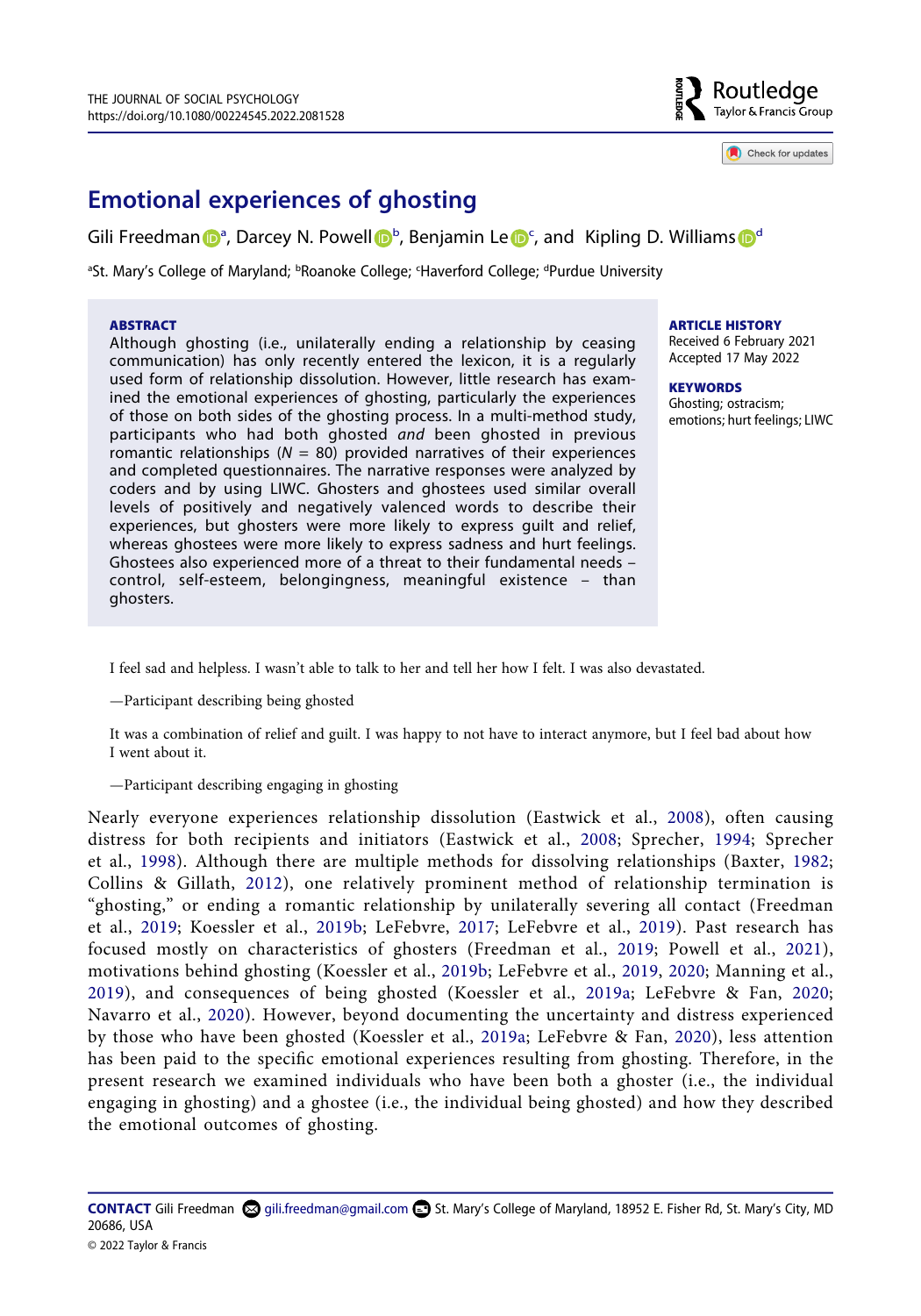# Emotional experiences of ghosting

Gili Freedman[a], Darcey N. Powell[b], Benjamin Le[c], and Kipling D. Williams[d]

[a]St. Mary's College of Maryland; [b]Roanoke College; [c]Haverford College; [d]Purdue University

**ABSTRACT**

Although ghosting (i.e., unilaterally ending a relationship by ceasing communication) has only recently entered the lexicon, it is a regularly used form of relationship dissolution. However, little research has examined the emotional experiences of ghosting, particularly the experiences of those on both sides of the ghosting process. In a multi-method study, participants who had both ghosted *and* been ghosted in previous romantic relationships ($N$ = 80) provided narratives of their experiences and completed questionnaires. The narrative responses were analyzed by coders and by using LIWC. Ghosters and ghostees used similar overall levels of positively and negatively valenced words to describe their experiences, but ghosters were more likely to express guilt and relief, whereas ghostees were more likely to express sadness and hurt feelings. Ghostees also experienced more of a threat to their fundamental needs – control, self-esteem, belongingness, meaningful existence – than ghosters.

**ARTICLE HISTORY**

Received 6 February 2021
Accepted 17 May 2022

**KEYWORDS**

Ghosting; ostracism; emotions; hurt feelings; LIWC

> I feel sad and helpless. I wasn't able to talk to her and tell her how I felt. I was also devastated.
>
> —Participant describing being ghosted
>
> It was a combination of relief and guilt. I was happy to not have to interact anymore, but I feel bad about how I went about it.
>
> —Participant describing engaging in ghosting

Nearly everyone experiences relationship dissolution (Eastwick et al., 2008), often causing distress for both recipients and initiators (Eastwick et al., 2008; Sprecher, 1994; Sprecher et al., 1998). Although there are multiple methods for dissolving relationships (Baxter, 1982; Collins & Gillath, 2012), one relatively prominent method of relationship termination is "ghosting," or ending a romantic relationship by unilaterally severing all contact (Freedman et al., 2019; Koessler et al., 2019b; LeFebvre, 2017; LeFebvre et al., 2019). Past research has focused mostly on characteristics of ghosters (Freedman et al., 2019; Powell et al., 2021), motivations behind ghosting (Koessler et al., 2019b; LeFebvre et al., 2019, 2020; Manning et al., 2019), and consequences of being ghosted (Koessler et al., 2019a; LeFebvre & Fan, 2020; Navarro et al., 2020). However, beyond documenting the uncertainty and distress experienced by those who have been ghosted (Koessler et al., 2019a; LeFebvre & Fan, 2020), less attention has been paid to the specific emotional experiences resulting from ghosting. Therefore, in the present research we examined individuals who have been both a ghoster (i.e., the individual engaging in ghosting) and a ghostee (i.e., the individual being ghosted) and how they described the emotional outcomes of ghosting.

**CONTACT** Gili Freedman gili.freedman@gmail.com St. Mary's College of Maryland, 18952 E. Fisher Rd, St. Mary's City, MD 20686, USA

© 2022 Taylor & Francis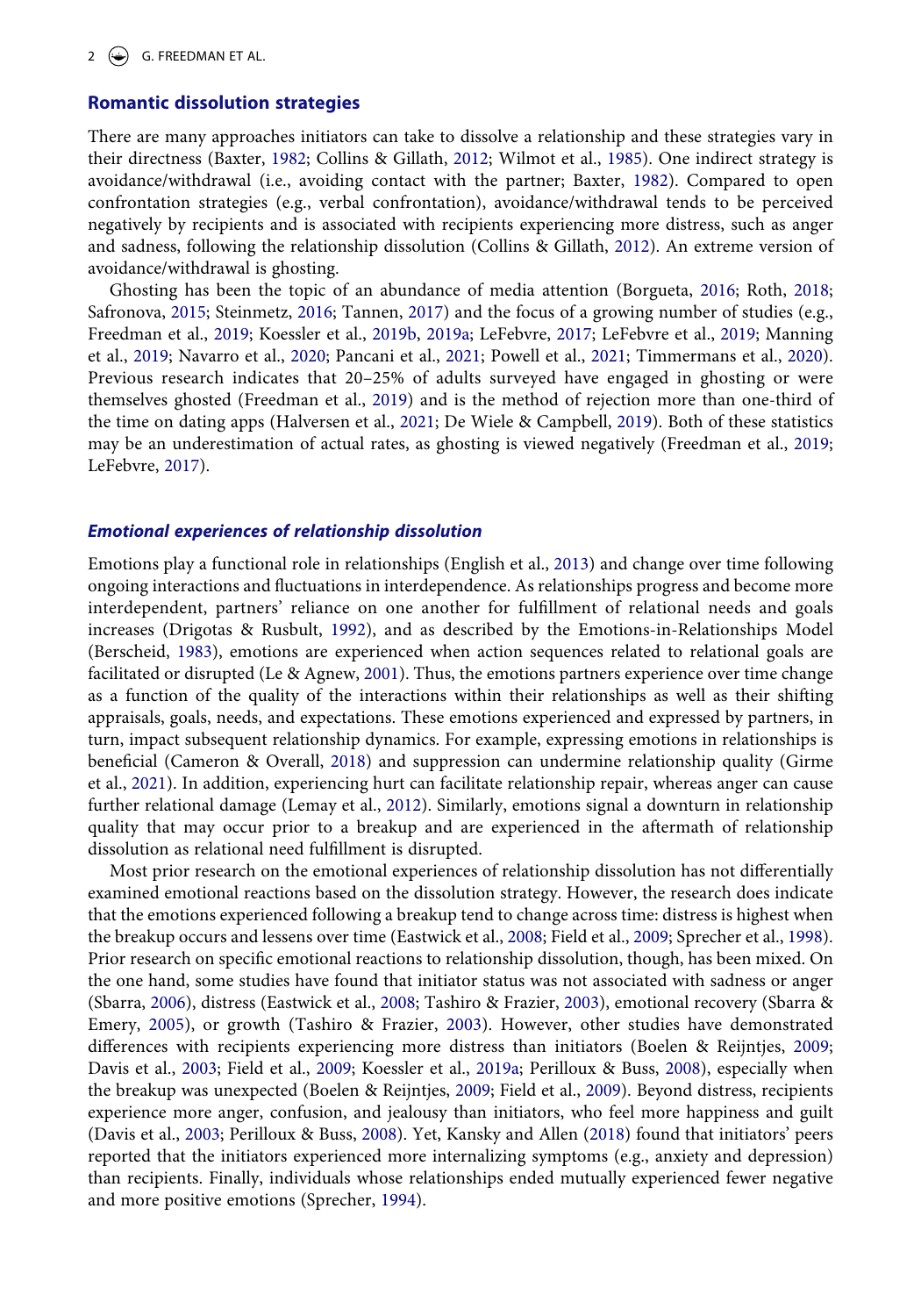## Romantic dissolution strategies

There are many approaches initiators can take to dissolve a relationship and these strategies vary in their directness (Baxter, 1982; Collins & Gillath, 2012; Wilmot et al., 1985). One indirect strategy is avoidance/withdrawal (i.e., avoiding contact with the partner; Baxter, 1982). Compared to open confrontation strategies (e.g., verbal confrontation), avoidance/withdrawal tends to be perceived negatively by recipients and is associated with recipients experiencing more distress, such as anger and sadness, following the relationship dissolution (Collins & Gillath, 2012). An extreme version of avoidance/withdrawal is ghosting.

Ghosting has been the topic of an abundance of media attention (Borgueta, 2016; Roth, 2018; Safronova, 2015; Steinmetz, 2016; Tannen, 2017) and the focus of a growing number of studies (e.g., Freedman et al., 2019; Koessler et al., 2019b, 2019a; LeFebvre, 2017; LeFebvre et al., 2019; Manning et al., 2019; Navarro et al., 2020; Pancani et al., 2021; Powell et al., 2021; Timmermans et al., 2020). Previous research indicates that 20–25% of adults surveyed have engaged in ghosting or were themselves ghosted (Freedman et al., 2019) and is the method of rejection more than one-third of the time on dating apps (Halversen et al., 2021; De Wiele & Campbell, 2019). Both of these statistics may be an underestimation of actual rates, as ghosting is viewed negatively (Freedman et al., 2019; LeFebvre, 2017).

### *Emotional experiences of relationship dissolution*

Emotions play a functional role in relationships (English et al., 2013) and change over time following ongoing interactions and fluctuations in interdependence. As relationships progress and become more interdependent, partners' reliance on one another for fulfillment of relational needs and goals increases (Drigotas & Rusbult, 1992), and as described by the Emotions-in-Relationships Model (Berscheid, 1983), emotions are experienced when action sequences related to relational goals are facilitated or disrupted (Le & Agnew, 2001). Thus, the emotions partners experience over time change as a function of the quality of the interactions within their relationships as well as their shifting appraisals, goals, needs, and expectations. These emotions experienced and expressed by partners, in turn, impact subsequent relationship dynamics. For example, expressing emotions in relationships is beneficial (Cameron & Overall, 2018) and suppression can undermine relationship quality (Girme et al., 2021). In addition, experiencing hurt can facilitate relationship repair, whereas anger can cause further relational damage (Lemay et al., 2012). Similarly, emotions signal a downturn in relationship quality that may occur prior to a breakup and are experienced in the aftermath of relationship dissolution as relational need fulfillment is disrupted.

Most prior research on the emotional experiences of relationship dissolution has not differentially examined emotional reactions based on the dissolution strategy. However, the research does indicate that the emotions experienced following a breakup tend to change across time: distress is highest when the breakup occurs and lessens over time (Eastwick et al., 2008; Field et al., 2009; Sprecher et al., 1998). Prior research on specific emotional reactions to relationship dissolution, though, has been mixed. On the one hand, some studies have found that initiator status was not associated with sadness or anger (Sbarra, 2006), distress (Eastwick et al., 2008; Tashiro & Frazier, 2003), emotional recovery (Sbarra & Emery, 2005), or growth (Tashiro & Frazier, 2003). However, other studies have demonstrated differences with recipients experiencing more distress than initiators (Boelen & Reijntjes, 2009; Davis et al., 2003; Field et al., 2009; Koessler et al., 2019a; Perilloux & Buss, 2008), especially when the breakup was unexpected (Boelen & Reijntjes, 2009; Field et al., 2009). Beyond distress, recipients experience more anger, confusion, and jealousy than initiators, who feel more happiness and guilt (Davis et al., 2003; Perilloux & Buss, 2008). Yet, Kansky and Allen (2018) found that initiators' peers reported that the initiators experienced more internalizing symptoms (e.g., anxiety and depression) than recipients. Finally, individuals whose relationships ended mutually experienced fewer negative and more positive emotions (Sprecher, 1994).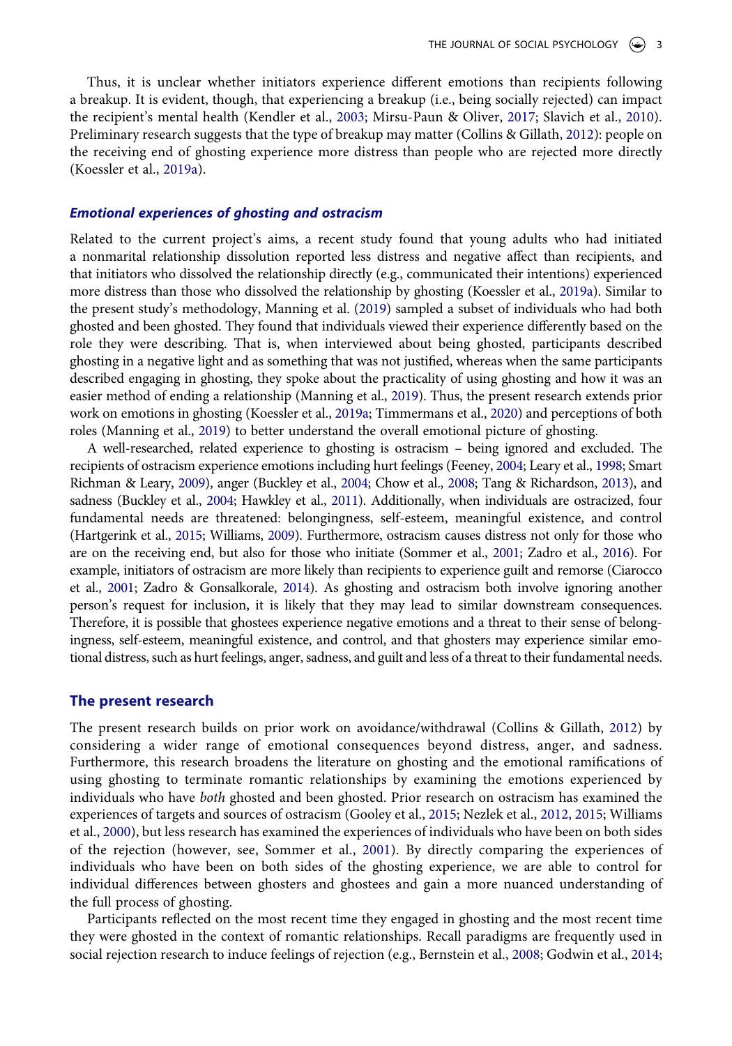Thus, it is unclear whether initiators experience different emotions than recipients following a breakup. It is evident, though, that experiencing a breakup (i.e., being socially rejected) can impact the recipient's mental health (Kendler et al., 2003; Mirsu-Paun & Oliver, 2017; Slavich et al., 2010). Preliminary research suggests that the type of breakup may matter (Collins & Gillath, 2012): people on the receiving end of ghosting experience more distress than people who are rejected more directly (Koessler et al., 2019a).

### *Emotional experiences of ghosting and ostracism*

Related to the current project's aims, a recent study found that young adults who had initiated a nonmarital relationship dissolution reported less distress and negative affect than recipients, and that initiators who dissolved the relationship directly (e.g., communicated their intentions) experienced more distress than those who dissolved the relationship by ghosting (Koessler et al., 2019a). Similar to the present study's methodology, Manning et al. (2019) sampled a subset of individuals who had both ghosted and been ghosted. They found that individuals viewed their experience differently based on the role they were describing. That is, when interviewed about being ghosted, participants described ghosting in a negative light and as something that was not justified, whereas when the same participants described engaging in ghosting, they spoke about the practicality of using ghosting and how it was an easier method of ending a relationship (Manning et al., 2019). Thus, the present research extends prior work on emotions in ghosting (Koessler et al., 2019a; Timmermans et al., 2020) and perceptions of both roles (Manning et al., 2019) to better understand the overall emotional picture of ghosting.

A well-researched, related experience to ghosting is ostracism – being ignored and excluded. The recipients of ostracism experience emotions including hurt feelings (Feeney, 2004; Leary et al., 1998; Smart Richman & Leary, 2009), anger (Buckley et al., 2004; Chow et al., 2008; Tang & Richardson, 2013), and sadness (Buckley et al., 2004; Hawkley et al., 2011). Additionally, when individuals are ostracized, four fundamental needs are threatened: belongingness, self-esteem, meaningful existence, and control (Hartgerink et al., 2015; Williams, 2009). Furthermore, ostracism causes distress not only for those who are on the receiving end, but also for those who initiate (Sommer et al., 2001; Zadro et al., 2016). For example, initiators of ostracism are more likely than recipients to experience guilt and remorse (Ciarocco et al., 2001; Zadro & Gonsalkorale, 2014). As ghosting and ostracism both involve ignoring another person's request for inclusion, it is likely that they may lead to similar downstream consequences. Therefore, it is possible that ghostees experience negative emotions and a threat to their sense of belongingness, self-esteem, meaningful existence, and control, and that ghosters may experience similar emotional distress, such as hurt feelings, anger, sadness, and guilt and less of a threat to their fundamental needs.

## The present research

The present research builds on prior work on avoidance/withdrawal (Collins & Gillath, 2012) by considering a wider range of emotional consequences beyond distress, anger, and sadness. Furthermore, this research broadens the literature on ghosting and the emotional ramifications of using ghosting to terminate romantic relationships by examining the emotions experienced by individuals who have *both* ghosted and been ghosted. Prior research on ostracism has examined the experiences of targets and sources of ostracism (Gooley et al., 2015; Nezlek et al., 2012, 2015; Williams et al., 2000), but less research has examined the experiences of individuals who have been on both sides of the rejection (however, see, Sommer et al., 2001). By directly comparing the experiences of individuals who have been on both sides of the ghosting experience, we are able to control for individual differences between ghosters and ghostees and gain a more nuanced understanding of the full process of ghosting.

Participants reflected on the most recent time they engaged in ghosting and the most recent time they were ghosted in the context of romantic relationships. Recall paradigms are frequently used in social rejection research to induce feelings of rejection (e.g., Bernstein et al., 2008; Godwin et al., 2014;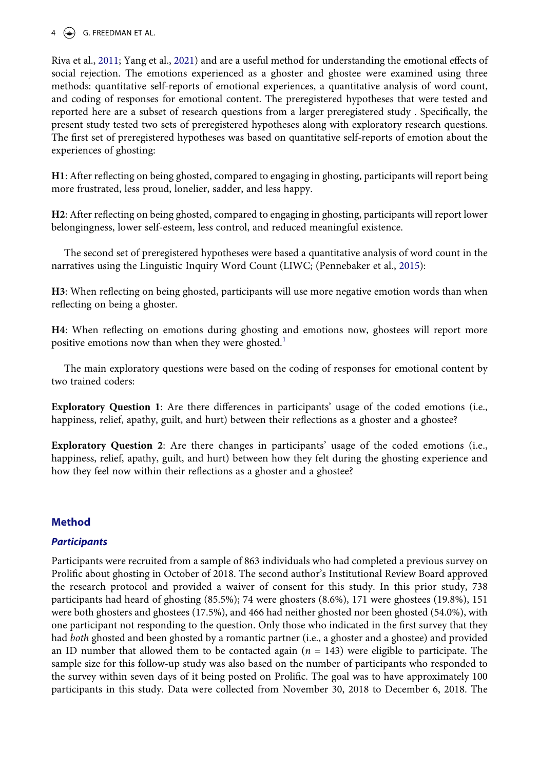Riva et al., 2011; Yang et al., 2021) and are a useful method for understanding the emotional effects of social rejection. The emotions experienced as a ghoster and ghostee were examined using three methods: quantitative self-reports of emotional experiences, a quantitative analysis of word count, and coding of responses for emotional content. The preregistered hypotheses that were tested and reported here are a subset of research questions from a larger preregistered study . Specifically, the present study tested two sets of preregistered hypotheses along with exploratory research questions. The first set of preregistered hypotheses was based on quantitative self-reports of emotion about the experiences of ghosting:

**H1**: After reflecting on being ghosted, compared to engaging in ghosting, participants will report being more frustrated, less proud, lonelier, sadder, and less happy.

**H2**: After reflecting on being ghosted, compared to engaging in ghosting, participants will report lower belongingness, lower self-esteem, less control, and reduced meaningful existence.

The second set of preregistered hypotheses were based a quantitative analysis of word count in the narratives using the Linguistic Inquiry Word Count (LIWC; (Pennebaker et al., 2015):

**H3**: When reflecting on being ghosted, participants will use more negative emotion words than when reflecting on being a ghoster.

**H4**: When reflecting on emotions during ghosting and emotions now, ghostees will report more positive emotions now than when they were ghosted.[1]

The main exploratory questions were based on the coding of responses for emotional content by two trained coders:

**Exploratory Question 1**: Are there differences in participants' usage of the coded emotions (i.e., happiness, relief, apathy, guilt, and hurt) between their reflections as a ghoster and a ghostee?

**Exploratory Question 2**: Are there changes in participants' usage of the coded emotions (i.e., happiness, relief, apathy, guilt, and hurt) between how they felt during the ghosting experience and how they feel now within their reflections as a ghoster and a ghostee?

## Method

### Participants

Participants were recruited from a sample of 863 individuals who had completed a previous survey on Prolific about ghosting in October of 2018. The second author's Institutional Review Board approved the research protocol and provided a waiver of consent for this study. In this prior study, 738 participants had heard of ghosting (85.5%); 74 were ghosters (8.6%), 171 were ghostees (19.8%), 151 were both ghosters and ghostees (17.5%), and 466 had neither ghosted nor been ghosted (54.0%), with one participant not responding to the question. Only those who indicated in the first survey that they had *both* ghosted and been ghosted by a romantic partner (i.e., a ghoster and a ghostee) and provided an ID number that allowed them to be contacted again ($n$ = 143) were eligible to participate. The sample size for this follow-up study was also based on the number of participants who responded to the survey within seven days of it being posted on Prolific. The goal was to have approximately 100 participants in this study. Data were collected from November 30, 2018 to December 6, 2018. The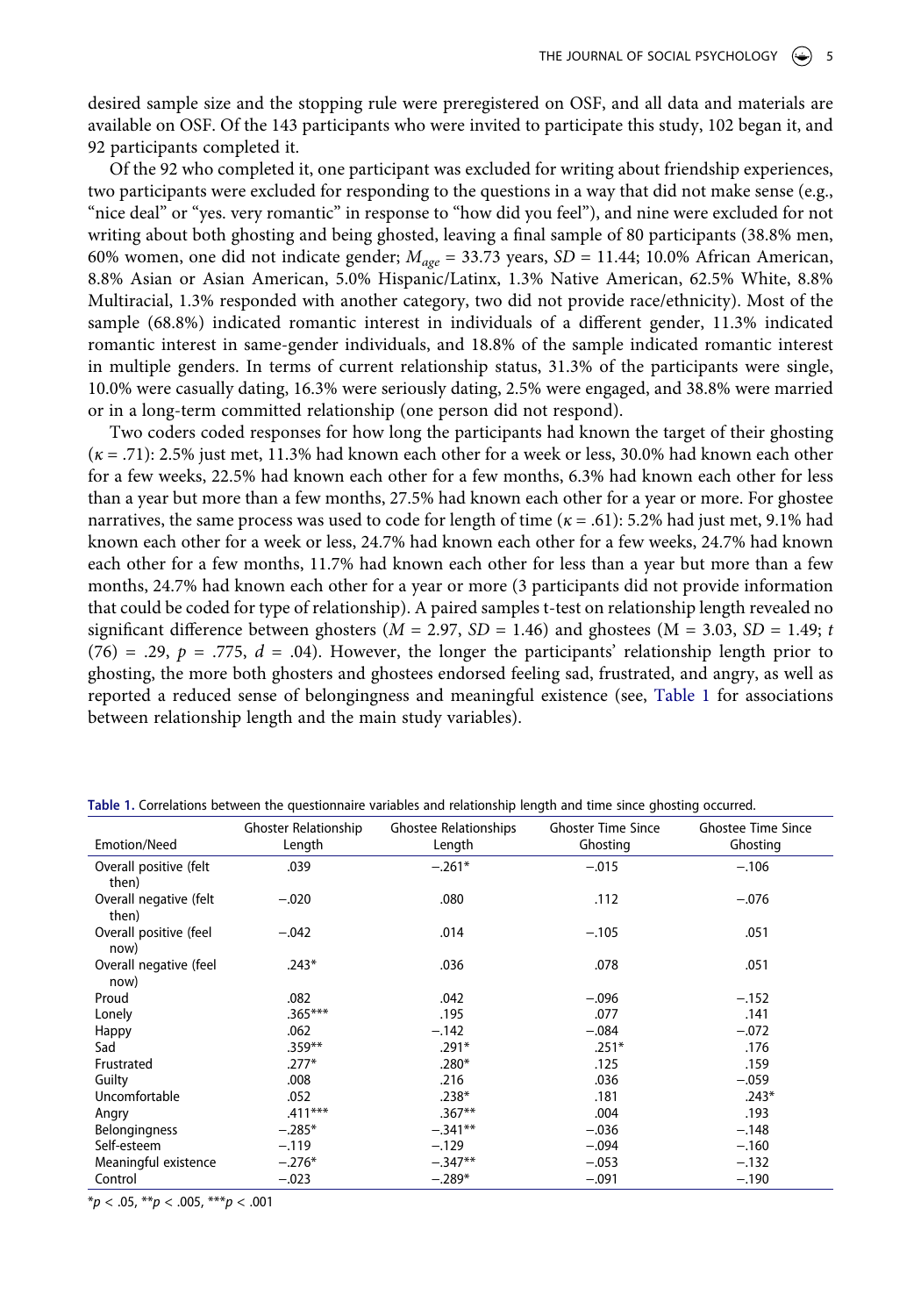desired sample size and the stopping rule were preregistered on OSF, and all data and materials are available on OSF. Of the 143 participants who were invited to participate this study, 102 began it, and 92 participants completed it.

Of the 92 who completed it, one participant was excluded for writing about friendship experiences, two participants were excluded for responding to the questions in a way that did not make sense (e.g., "nice deal" or "yes. very romantic" in response to "how did you feel"), and nine were excluded for not writing about both ghosting and being ghosted, leaving a final sample of 80 participants (38.8% men, 60% women, one did not indicate gender; $M_{age}$ = 33.73 years, $SD$ = 11.44; 10.0% African American, 8.8% Asian or Asian American, 5.0% Hispanic/Latinx, 1.3% Native American, 62.5% White, 8.8% Multiracial, 1.3% responded with another category, two did not provide race/ethnicity). Most of the sample (68.8%) indicated romantic interest in individuals of a different gender, 11.3% indicated romantic interest in same-gender individuals, and 18.8% of the sample indicated romantic interest in multiple genders. In terms of current relationship status, 31.3% of the participants were single, 10.0% were casually dating, 16.3% were seriously dating, 2.5% were engaged, and 38.8% were married or in a long-term committed relationship (one person did not respond).

Two coders coded responses for how long the participants had known the target of their ghosting ($\kappa$ = .71): 2.5% just met, 11.3% had known each other for a week or less, 30.0% had known each other for a few weeks, 22.5% had known each other for a few months, 6.3% had known each other for less than a year but more than a few months, 27.5% had known each other for a year or more. For ghostee narratives, the same process was used to code for length of time ($\kappa$ = .61): 5.2% had just met, 9.1% had known each other for a week or less, 24.7% had known each other for a few weeks, 24.7% had known each other for a few months, 11.7% had known each other for less than a year but more than a few months, 24.7% had known each other for a year or more (3 participants did not provide information that could be coded for type of relationship). A paired samples t-test on relationship length revealed no significant difference between ghosters ($M$ = 2.97, $SD$ = 1.46) and ghostees (M = 3.03, $SD$ = 1.49; $t$ (76) = .29, $p$ = .775, $d$ = .04). However, the longer the participants' relationship length prior to ghosting, the more both ghosters and ghostees endorsed feeling sad, frustrated, and angry, as well as reported a reduced sense of belongingness and meaningful existence (see, Table 1 for associations between relationship length and the main study variables).

**Table 1.** Correlations between the questionnaire variables and relationship length and time since ghosting occurred.

| Emotion/Need | Ghoster Relationship Length | Ghostee Relationships Length | Ghoster Time Since Ghosting | Ghostee Time Since Ghosting |
|---|---|---|---|---|
| Overall positive (felt then) | .039 | −.261* | −.015 | −.106 |
| Overall negative (felt then) | −.020 | .080 | .112 | −.076 |
| Overall positive (feel now) | −.042 | .014 | −.105 | .051 |
| Overall negative (feel now) | .243* | .036 | .078 | .051 |
| Proud | .082 | .042 | −.096 | −.152 |
| Lonely | .365*** | .195 | .077 | .141 |
| Happy | .062 | −.142 | −.084 | −.072 |
| Sad | .359** | .291* | .251* | .176 |
| Frustrated | .277* | .280* | .125 | .159 |
| Guilty | .008 | .216 | .036 | −.059 |
| Uncomfortable | .052 | .238* | .181 | .243* |
| Angry | .411*** | .367** | .004 | .193 |
| Belongingness | −.285* | −.341** | −.036 | −.148 |
| Self-esteem | −.119 | −.129 | −.094 | −.160 |
| Meaningful existence | −.276* | −.347** | −.053 | −.132 |
| Control | −.023 | −.289* | −.091 | −.190 |

*$p$ < .05, **$p$ < .005, ***$p$ < .001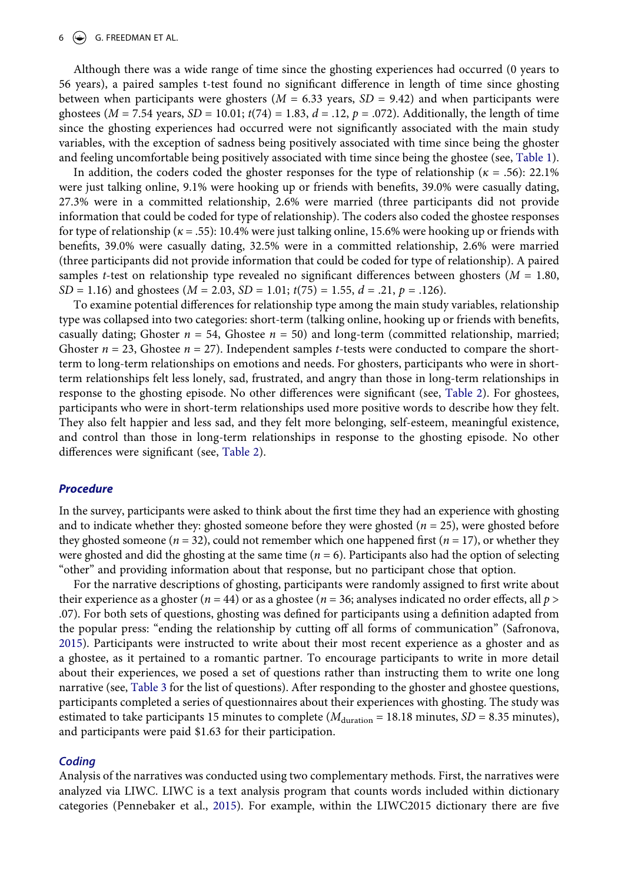Although there was a wide range of time since the ghosting experiences had occurred (0 years to 56 years), a paired samples t-test found no significant difference in length of time since ghosting between when participants were ghosters ($M = 6.33$ years, $SD = 9.42$) and when participants were ghostees ($M = 7.54$ years, $SD = 10.01$; $t(74) = 1.83$, $d = .12$, $p = .072$). Additionally, the length of time since the ghosting experiences had occurred were not significantly associated with the main study variables, with the exception of sadness being positively associated with time since being the ghoster and feeling uncomfortable being positively associated with time since being the ghostee (see, Table 1).

In addition, the coders coded the ghoster responses for the type of relationship ($\kappa = .56$): 22.1% were just talking online, 9.1% were hooking up or friends with benefits, 39.0% were casually dating, 27.3% were in a committed relationship, 2.6% were married (three participants did not provide information that could be coded for type of relationship). The coders also coded the ghostee responses for type of relationship ($\kappa = .55$): 10.4% were just talking online, 15.6% were hooking up or friends with benefits, 39.0% were casually dating, 32.5% were in a committed relationship, 2.6% were married (three participants did not provide information that could be coded for type of relationship). A paired samples *t*-test on relationship type revealed no significant differences between ghosters ($M = 1.80$, $SD = 1.16$) and ghostees ($M = 2.03$, $SD = 1.01$; $t(75) = 1.55$, $d = .21$, $p = .126$).

To examine potential differences for relationship type among the main study variables, relationship type was collapsed into two categories: short-term (talking online, hooking up or friends with benefits, casually dating; Ghoster $n = 54$, Ghostee $n = 50$) and long-term (committed relationship, married; Ghoster $n = 23$, Ghostee $n = 27$). Independent samples *t*-tests were conducted to compare the short-term to long-term relationships on emotions and needs. For ghosters, participants who were in short-term relationships felt less lonely, sad, frustrated, and angry than those in long-term relationships in response to the ghosting episode. No other differences were significant (see, Table 2). For ghostees, participants who were in short-term relationships used more positive words to describe how they felt. They also felt happier and less sad, and they felt more belonging, self-esteem, meaningful existence, and control than those in long-term relationships in response to the ghosting episode. No other differences were significant (see, Table 2).

### *Procedure*

In the survey, participants were asked to think about the first time they had an experience with ghosting and to indicate whether they: ghosted someone before they were ghosted ($n = 25$), were ghosted before they ghosted someone ($n = 32$), could not remember which one happened first ($n = 17$), or whether they were ghosted and did the ghosting at the same time ($n = 6$). Participants also had the option of selecting "other" and providing information about that response, but no participant chose that option.

For the narrative descriptions of ghosting, participants were randomly assigned to first write about their experience as a ghoster ($n = 44$) or as a ghostee ($n = 36$; analyses indicated no order effects, all $p >$ .07). For both sets of questions, ghosting was defined for participants using a definition adapted from the popular press: "ending the relationship by cutting off all forms of communication" (Safronova, 2015). Participants were instructed to write about their most recent experience as a ghoster and as a ghostee, as it pertained to a romantic partner. To encourage participants to write in more detail about their experiences, we posed a set of questions rather than instructing them to write one long narrative (see, Table 3 for the list of questions). After responding to the ghoster and ghostee questions, participants completed a series of questionnaires about their experiences with ghosting. The study was estimated to take participants 15 minutes to complete ($M_{\text{duration}} = 18.18$ minutes, $SD = 8.35$ minutes), and participants were paid $1.63 for their participation.

### *Coding*

Analysis of the narratives was conducted using two complementary methods. First, the narratives were analyzed via LIWC. LIWC is a text analysis program that counts words included within dictionary categories (Pennebaker et al., 2015). For example, within the LIWC2015 dictionary there are five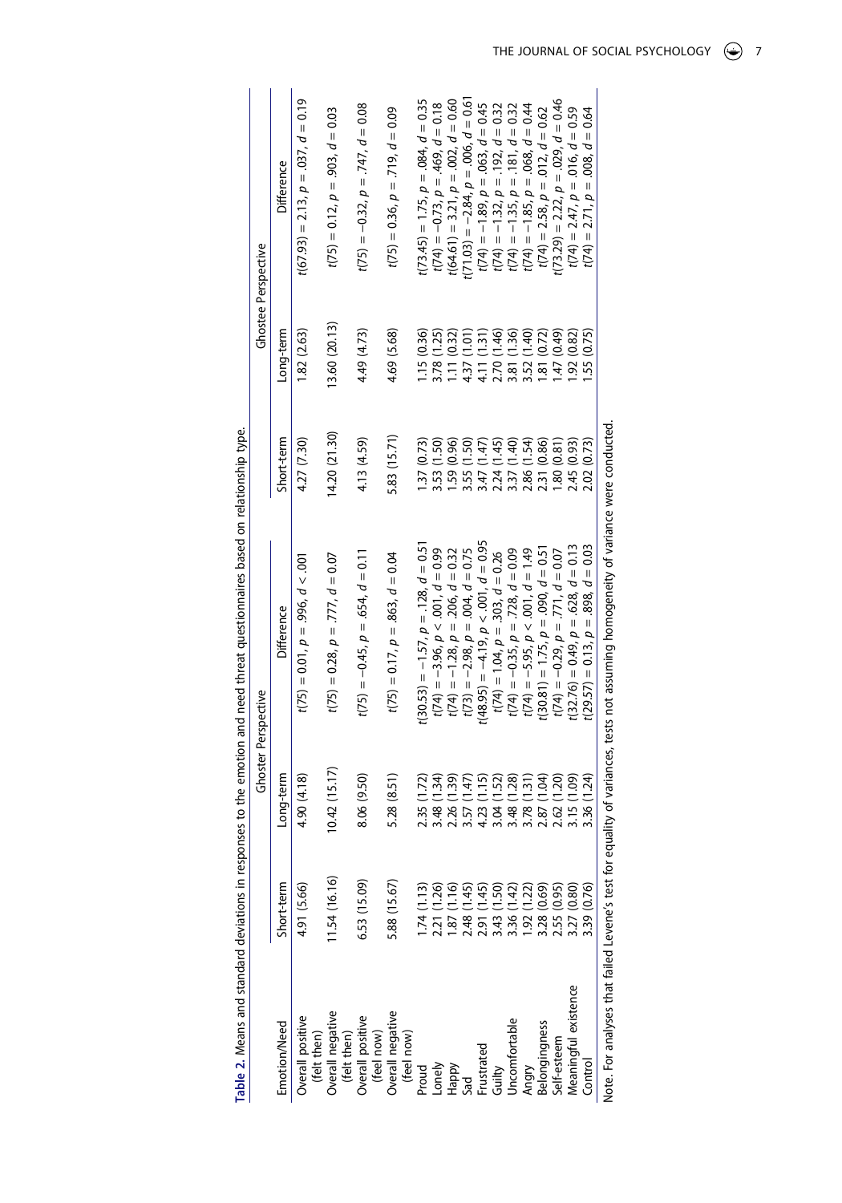**Table 2.** Means and standard deviations in responses to the emotion and need threat questionnaires based on relationship type.

| Emotion/Need | Ghoster Perspective | | | Ghostee Perspective | | |
|---|---|---|---|---|---|---|
| | Short-term | Long-term | Difference | Short-term | Long-term | Difference |
| Overall positive (felt then) | 4.91 (5.66) | 4.90 (4.18) | $t(75) = 0.01, p = .996, d < .001$ | 4.27 (7.30) | 1.82 (2.63) | $t(67.93) = 2.13, p = .037, d = 0.19$ |
| Overall negative (felt then) | 11.54 (16.16) | 10.42 (15.17) | $t(75) = 0.28, p = .777, d = 0.07$ | 14.20 (21.30) | 13.60 (20.13) | $t(75) = 0.12, p = .903, d = 0.03$ |
| Overall positive (feel now) | 6.53 (15.09) | 8.06 (9.50) | $t(75) = -0.45, p = .654, d = 0.11$ | 4.13 (4.59) | 4.49 (4.73) | $t(75) = -0.32, p = .747, d = 0.08$ |
| Overall negative (feel now) | 5.88 (15.67) | 5.28 (8.51) | $t(75) = 0.17, p = .863, d = 0.04$ | 5.83 (15.71) | 4.69 (5.68) | $t(75) = 0.36, p = .719, d = 0.09$ |
| Proud | 1.74 (1.13) | 2.35 (1.72) | $t(30.53) = -1.57, p = .128, d = 0.51$ | 1.37 (0.73) | 1.15 (0.36) | $t(73.45) = 1.75, p = .084, d = 0.35$ |
| Lonely | 2.21 (1.26) | 3.48 (1.34) | $t(74) = -3.96, p < .001, d = 0.99$ | 3.53 (1.50) | 3.78 (1.25) | $t(74) = -0.73, p = .469, d = 0.18$ |
| Happy | 1.87 (1.16) | 2.26 (1.39) | $t(74) = -1.28, p = .206, d = 0.32$ | 1.59 (0.96) | 1.11 (0.32) | $t(64.61) = 3.21, p = .002, d = 0.60$ |
| Sad | 2.48 (1.45) | 3.57 (1.47) | $t(73) = -2.98, p = .004, d = 0.75$ | 3.55 (1.50) | 4.37 (1.01) | $t(71.03) = -2.84, p = .006, d = 0.61$ |
| Frustrated | 2.91 (1.45) | 4.23 (1.15) | $t(48.95) = -4.19, p < .001, d = 0.95$ | 3.47 (1.47) | 4.11 (1.31) | $t(74) = -1.89, p = .063, d = 0.45$ |
| Guilty | 3.43 (1.50) | 3.04 (1.52) | $t(74) = 1.04, p = .303, d = 0.26$ | 2.24 (1.45) | 2.70 (1.46) | $t(74) = -1.32, p = .192, d = 0.32$ |
| Uncomfortable | 3.36 (1.42) | 3.48 (1.28) | $t(74) = -0.35, p = .728, d = 0.09$ | 3.37 (1.40) | 3.81 (1.36) | $t(74) = -1.35, p = .181, d = 0.32$ |
| Angry | 1.92 (1.22) | 3.78 (1.31) | $t(74) = -5.95, p < .001, d = 1.49$ | 2.86 (1.54) | 3.52 (1.40) | $t(74) = -1.85, p = .068, d = 0.44$ |
| Belongingness | 3.28 (0.69) | 2.87 (1.04) | $t(30.81) = 1.75, p = .090, d = 0.51$ | 2.31 (0.86) | 1.81 (0.72) | $t(74) = 2.58, p = .012, d = 0.62$ |
| Self-esteem | 2.55 (0.95) | 2.62 (1.20) | $t(74) = -0.29, p = .771, d = 0.07$ | 1.80 (0.81) | 1.47 (0.49) | $t(73.29) = 2.22, p = .029, d = 0.46$ |
| Meaningful existence | 3.27 (0.80) | 3.15 (1.09) | $t(32.76) = 0.49, p = .628, d = 0.13$ | 2.45 (0.93) | 1.92 (0.82) | $t(74) = 2.47, p = .016, d = 0.59$ |
| Control | 3.39 (0.76) | 3.36 (1.24) | $t(29.57) = 0.13, p = .898, d = 0.03$ | 2.02 (0.73) | 1.55 (0.75) | $t(74) = 2.71, p = .008, d = 0.64$ |

Note. For analyses that failed Levene's test for equality of variances, tests not assuming homogeneity of variance were conducted.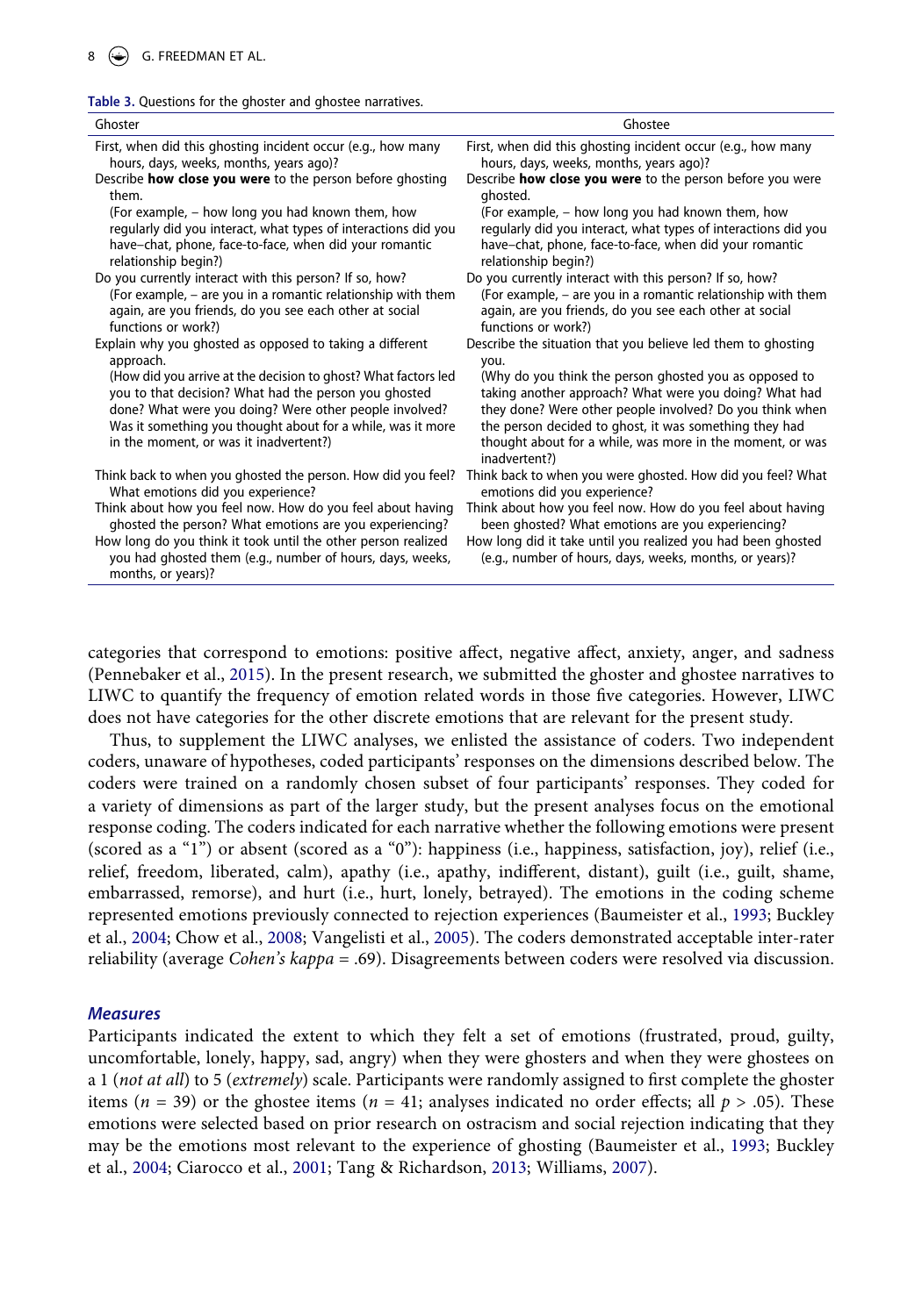**Table 3.** Questions for the ghoster and ghostee narratives.

| Ghoster | Ghostee |
| --- | --- |
| First, when did this ghosting incident occur (e.g., how many hours, days, weeks, months, years ago)? | First, when did this ghosting incident occur (e.g., how many hours, days, weeks, months, years ago)? |
| Describe **how close you were** to the person before ghosting them. (For example, – how long you had known them, how regularly did you interact, what types of interactions did you have–chat, phone, face-to-face, when did your romantic relationship begin?) | Describe **how close you were** to the person before you were ghosted. (For example, – how long you had known them, how regularly did you interact, what types of interactions did you have–chat, phone, face-to-face, when did your romantic relationship begin?) |
| Do you currently interact with this person? If so, how? (For example, – are you in a romantic relationship with them again, are you friends, do you see each other at social functions or work?) | Do you currently interact with this person? If so, how? (For example, – are you in a romantic relationship with them again, are you friends, do you see each other at social functions or work?) |
| Explain why you ghosted as opposed to taking a different approach. (How did you arrive at the decision to ghost? What factors led you to that decision? What had the person you ghosted done? What were you doing? Were other people involved? Was it something you thought about for a while, was it more in the moment, or was it inadvertent?) | Describe the situation that you believe led them to ghosting you. (Why do you think the person ghosted you as opposed to taking another approach? What were you doing? What had they done? Were other people involved? Do you think when the person decided to ghost, it was something they had thought about for a while, was more in the moment, or was inadvertent?) |
| Think back to when you ghosted the person. How did you feel? What emotions did you experience? | Think back to when you were ghosted. How did you feel? What emotions did you experience? |
| Think about how you feel now. How do you feel about having ghosted the person? What emotions are you experiencing? | Think about how you feel now. How do you feel about having been ghosted? What emotions are you experiencing? |
| How long do you think it took until the other person realized you had ghosted them (e.g., number of hours, days, weeks, months, or years)? | How long did it take until you realized you had been ghosted (e.g., number of hours, days, weeks, months, or years)? |

categories that correspond to emotions: positive affect, negative affect, anxiety, anger, and sadness (Pennebaker et al., 2015). In the present research, we submitted the ghoster and ghostee narratives to LIWC to quantify the frequency of emotion related words in those five categories. However, LIWC does not have categories for the other discrete emotions that are relevant for the present study.

Thus, to supplement the LIWC analyses, we enlisted the assistance of coders. Two independent coders, unaware of hypotheses, coded participants' responses on the dimensions described below. The coders were trained on a randomly chosen subset of four participants' responses. They coded for a variety of dimensions as part of the larger study, but the present analyses focus on the emotional response coding. The coders indicated for each narrative whether the following emotions were present (scored as a "1") or absent (scored as a "0"): happiness (i.e., happiness, satisfaction, joy), relief (i.e., relief, freedom, liberated, calm), apathy (i.e., apathy, indifferent, distant), guilt (i.e., guilt, shame, embarrassed, remorse), and hurt (i.e., hurt, lonely, betrayed). The emotions in the coding scheme represented emotions previously connected to rejection experiences (Baumeister et al., 1993; Buckley et al., 2004; Chow et al., 2008; Vangelisti et al., 2005). The coders demonstrated acceptable inter-rater reliability (average *Cohen's kappa* = .69). Disagreements between coders were resolved via discussion.

### *Measures*

Participants indicated the extent to which they felt a set of emotions (frustrated, proud, guilty, uncomfortable, lonely, happy, sad, angry) when they were ghosters and when they were ghostees on a 1 (*not at all*) to 5 (*extremely*) scale. Participants were randomly assigned to first complete the ghoster items ($n$ = 39) or the ghostee items ($n$ = 41; analyses indicated no order effects; all $p$ > .05). These emotions were selected based on prior research on ostracism and social rejection indicating that they may be the emotions most relevant to the experience of ghosting (Baumeister et al., 1993; Buckley et al., 2004; Ciarocco et al., 2001; Tang & Richardson, 2013; Williams, 2007).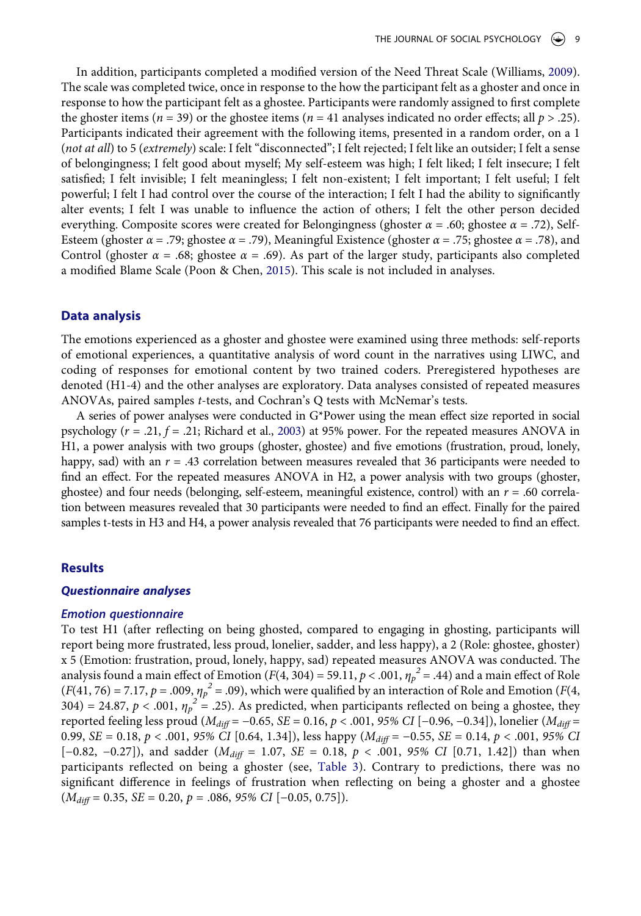In addition, participants completed a modified version of the Need Threat Scale (Williams, 2009). The scale was completed twice, once in response to the how the participant felt as a ghoster and once in response to how the participant felt as a ghostee. Participants were randomly assigned to first complete the ghoster items ($n$ = 39) or the ghostee items ($n$ = 41 analyses indicated no order effects; all $p$ > .25). Participants indicated their agreement with the following items, presented in a random order, on a 1 (*not at all*) to 5 (*extremely*) scale: I felt "disconnected"; I felt rejected; I felt like an outsider; I felt a sense of belongingness; I felt good about myself; My self-esteem was high; I felt liked; I felt insecure; I felt satisfied; I felt invisible; I felt meaningless; I felt non-existent; I felt important; I felt useful; I felt powerful; I felt I had control over the course of the interaction; I felt I had the ability to significantly alter events; I felt I was unable to influence the action of others; I felt the other person decided everything. Composite scores were created for Belongingness (ghoster $\alpha$ = .60; ghostee $\alpha$ = .72), Self-Esteem (ghoster $\alpha$ = .79; ghostee $\alpha$ = .79), Meaningful Existence (ghoster $\alpha$ = .75; ghostee $\alpha$ = .78), and Control (ghoster $\alpha$ = .68; ghostee $\alpha$ = .69). As part of the larger study, participants also completed a modified Blame Scale (Poon & Chen, 2015). This scale is not included in analyses.

## Data analysis

The emotions experienced as a ghoster and ghostee were examined using three methods: self-reports of emotional experiences, a quantitative analysis of word count in the narratives using LIWC, and coding of responses for emotional content by two trained coders. Preregistered hypotheses are denoted (H1-4) and the other analyses are exploratory. Data analyses consisted of repeated measures ANOVAs, paired samples $t$-tests, and Cochran's Q tests with McNemar's tests.

A series of power analyses were conducted in G*Power using the mean effect size reported in social psychology ($r$ = .21, $f$ = .21; Richard et al., 2003) at 95% power. For the repeated measures ANOVA in H1, a power analysis with two groups (ghoster, ghostee) and five emotions (frustration, proud, lonely, happy, sad) with an $r$ = .43 correlation between measures revealed that 36 participants were needed to find an effect. For the repeated measures ANOVA in H2, a power analysis with two groups (ghoster, ghostee) and four needs (belonging, self-esteem, meaningful existence, control) with an $r$ = .60 correlation between measures revealed that 30 participants were needed to find an effect. Finally for the paired samples t-tests in H3 and H4, a power analysis revealed that 76 participants were needed to find an effect.

## Results

### *Questionnaire analyses*

### *Emotion questionnaire*

To test H1 (after reflecting on being ghosted, compared to engaging in ghosting, participants will report being more frustrated, less proud, lonelier, sadder, and less happy), a 2 (Role: ghostee, ghoster) x 5 (Emotion: frustration, proud, lonely, happy, sad) repeated measures ANOVA was conducted. The analysis found a main effect of Emotion ($F(4, 304) = 59.11$, $p < .001$, $\eta_p^2 = .44$) and a main effect of Role ($F(41, 76) = 7.17$, $p = .009$, $\eta_p^2 = .09$), which were qualified by an interaction of Role and Emotion ($F(4, 304) = 24.87$, $p < .001$, $\eta_p^2 = .25$). As predicted, when participants reflected on being a ghostee, they reported feeling less proud ($M_{diff} = -0.65$, $SE = 0.16$, $p < .001$, *95% CI* [−0.96, −0.34]), lonelier ($M_{diff} = 0.99$, $SE = 0.18$, $p < .001$, *95% CI* [0.64, 1.34]), less happy ($M_{diff} = -0.55$, $SE = 0.14$, $p < .001$, *95% CI* [−0.82, −0.27]), and sadder ($M_{diff} = 1.07$, $SE = 0.18$, $p < .001$, *95% CI* [0.71, 1.42]) than when participants reflected on being a ghoster (see, Table 3). Contrary to predictions, there was no significant difference in feelings of frustration when reflecting on being a ghoster and a ghostee ($M_{diff} = 0.35$, $SE = 0.20$, $p = .086$, *95% CI* [−0.05, 0.75]).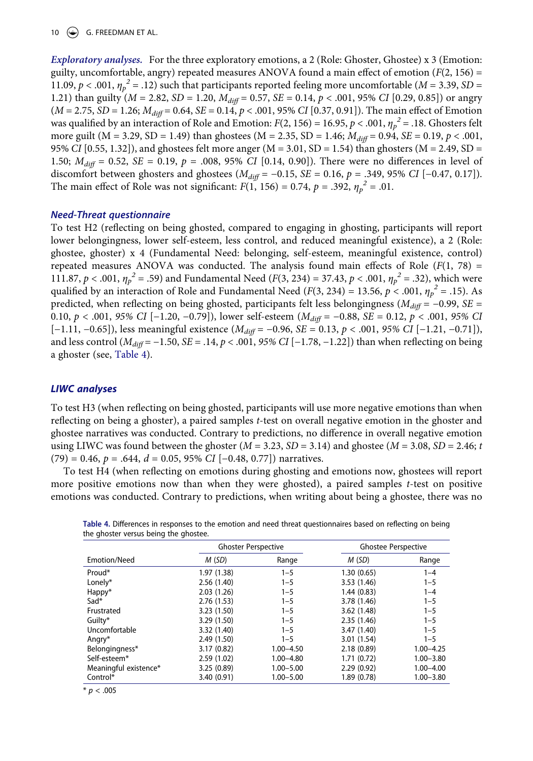***Exploratory analyses.*** For the three exploratory emotions, a 2 (Role: Ghoster, Ghostee) x 3 (Emotion: guilty, uncomfortable, angry) repeated measures ANOVA found a main effect of emotion ($F(2, 156) = 11.09$, $p < .001$, $\eta_p^2 = .12$) such that participants reported feeling more uncomfortable ($M = 3.39$, $SD = 1.21$) than guilty ($M = 2.82$, $SD = 1.20$, $M_{diff} = 0.57$, $SE = 0.14$, $p < .001$, 95% $CI$ [0.29, 0.85]) or angry ($M = 2.75$, $SD = 1.26$; $M_{diff} = 0.64$, $SE = 0.14$, $p < .001$, 95% $CI$ [0.37, 0.91]). The main effect of Emotion was qualified by an interaction of Role and Emotion: $F(2, 156) = 16.95$, $p < .001$, $\eta_p^2 = .18$. Ghosters felt more guilt (M = 3.29, SD = 1.49) than ghostees (M = 2.35, SD = 1.46; $M_{diff} = 0.94$, $SE = 0.19$, $p < .001$, 95% $CI$ [0.55, 1.32]), and ghostees felt more anger (M = 3.01, SD = 1.54) than ghosters (M = 2.49, SD = 1.50; $M_{diff} = 0.52$, $SE = 0.19$, $p = .008$, 95% $CI$ [0.14, 0.90]). There were no differences in level of discomfort between ghosters and ghostees ($M_{diff} = -0.15$, $SE = 0.16$, $p = .349$, 95% $CI$ [−0.47, 0.17]). The main effect of Role was not significant: $F(1, 156) = 0.74$, $p = .392$, $\eta_p^2 = .01$.

### *Need-Threat questionnaire*

To test H2 (reflecting on being ghosted, compared to engaging in ghosting, participants will report lower belongingness, lower self-esteem, less control, and reduced meaningful existence), a 2 (Role: ghostee, ghoster) x 4 (Fundamental Need: belonging, self-esteem, meaningful existence, control) repeated measures ANOVA was conducted. The analysis found main effects of Role ($F(1, 78) = 111.87$, $p < .001$, $\eta_p^2 = .59$) and Fundamental Need ($F(3, 234) = 37.43$, $p < .001$, $\eta_p^2 = .32$), which were qualified by an interaction of Role and Fundamental Need ($F(3, 234) = 13.56$, $p < .001$, $\eta_p^2 = .15$). As predicted, when reflecting on being ghosted, participants felt less belongingness ($M_{diff} = -0.99$, $SE = 0.10$, $p < .001$, *95% CI* [−1.20, −0.79]), lower self-esteem ($M_{diff} = -0.88$, $SE = 0.12$, $p < .001$, *95% CI* [−1.11, −0.65]), less meaningful existence ($M_{diff} = -0.96$, $SE = 0.13$, $p < .001$, *95% CI* [−1.21, −0.71]), and less control ($M_{diff} = -1.50$, $SE = .14$, $p < .001$, *95% CI* [−1.78, −1.22]) than when reflecting on being a ghoster (see, Table 4).

### *LIWC analyses*

To test H3 (when reflecting on being ghosted, participants will use more negative emotions than when reflecting on being a ghoster), a paired samples *t*-test on overall negative emotion in the ghoster and ghostee narratives was conducted. Contrary to predictions, no difference in overall negative emotion using LIWC was found between the ghoster ($M = 3.23$, $SD = 3.14$) and ghostee ($M = 3.08$, $SD = 2.46$; $t(79) = 0.46$, $p = .644$, $d = 0.05$, 95% $CI$ [−0.48, 0.77]) narratives.

To test H4 (when reflecting on emotions during ghosting and emotions now, ghostees will report more positive emotions now than when they ghosted), a paired samples *t*-test on positive emotions was conducted. Contrary to predictions, when writing about being a ghostee, there was no

**Table 4.** Differences in responses to the emotion and need threat questionnaires based on reflecting on being the ghoster versus being the ghostee.

| | Ghoster Perspective | | Ghostee Perspective | |
|---|---|---|---|---|
| Emotion/Need | *M (SD)* | Range | *M (SD)* | Range |
| Proud* | 1.97 (1.38) | 1–5 | 1.30 (0.65) | 1–4 |
| Lonely* | 2.56 (1.40) | 1–5 | 3.53 (1.46) | 1–5 |
| Happy* | 2.03 (1.26) | 1–5 | 1.44 (0.83) | 1–4 |
| Sad* | 2.76 (1.53) | 1–5 | 3.78 (1.46) | 1–5 |
| Frustrated | 3.23 (1.50) | 1–5 | 3.62 (1.48) | 1–5 |
| Guilty* | 3.29 (1.50) | 1–5 | 2.35 (1.46) | 1–5 |
| Uncomfortable | 3.32 (1.40) | 1–5 | 3.47 (1.40) | 1–5 |
| Angry* | 2.49 (1.50) | 1–5 | 3.01 (1.54) | 1–5 |
| Belongingness* | 3.17 (0.82) | 1.00–4.50 | 2.18 (0.89) | 1.00–4.25 |
| Self-esteem* | 2.59 (1.02) | 1.00–4.80 | 1.71 (0.72) | 1.00–3.80 |
| Meaningful existence* | 3.25 (0.89) | 1.00–5.00 | 2.29 (0.92) | 1.00–4.00 |
| Control* | 3.40 (0.91) | 1.00–5.00 | 1.89 (0.78) | 1.00–3.80 |

\* $p < .005$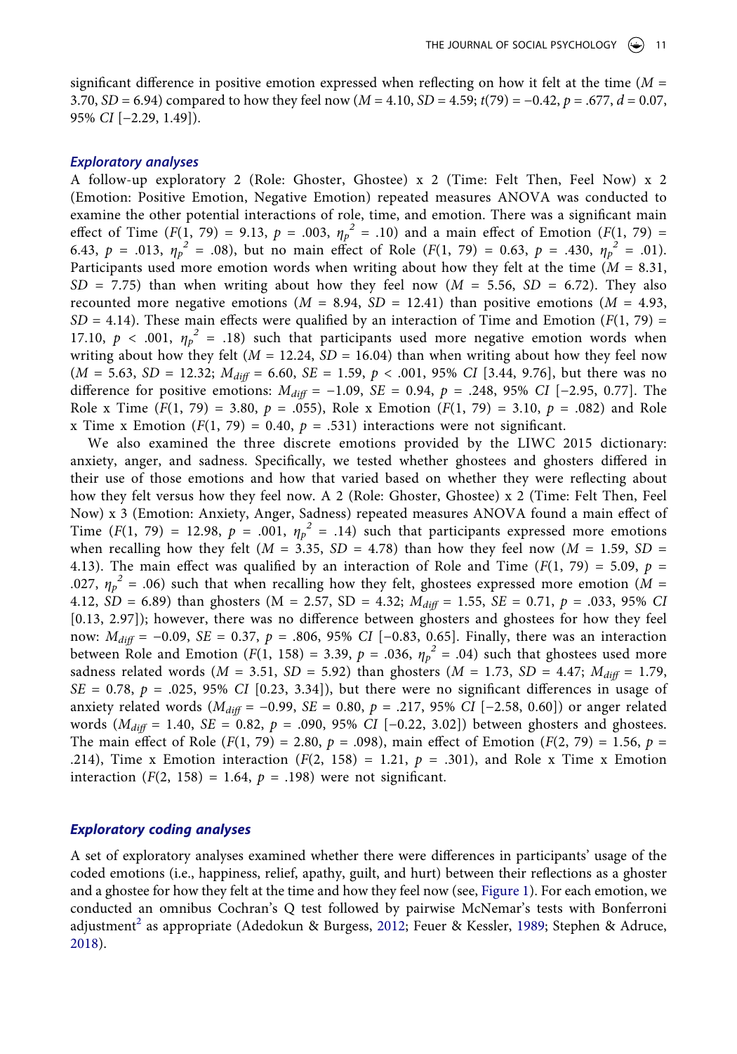significant difference in positive emotion expressed when reflecting on how it felt at the time ($M$ = 3.70, $SD$ = 6.94) compared to how they feel now ($M$ = 4.10, $SD$ = 4.59; $t(79) = -0.42$, $p$ = .677, $d$ = 0.07, 95% $CI$ [−2.29, 1.49]).

### *Exploratory analyses*

A follow-up exploratory 2 (Role: Ghoster, Ghostee) x 2 (Time: Felt Then, Feel Now) x 2 (Emotion: Positive Emotion, Negative Emotion) repeated measures ANOVA was conducted to examine the other potential interactions of role, time, and emotion. There was a significant main effect of Time ($F(1, 79) = 9.13$, $p$ = .003, $\eta_p^2$ = .10) and a main effect of Emotion ($F(1, 79)$ = 6.43, $p$ = .013, $\eta_p^2$ = .08), but no main effect of Role ($F(1, 79) = 0.63$, $p$ = .430, $\eta_p^2$ = .01). Participants used more emotion words when writing about how they felt at the time ($M$ = 8.31, $SD$ = 7.75) than when writing about how they feel now ($M$ = 5.56, $SD$ = 6.72). They also recounted more negative emotions ($M$ = 8.94, $SD$ = 12.41) than positive emotions ($M$ = 4.93, $SD$ = 4.14). These main effects were qualified by an interaction of Time and Emotion ($F(1, 79)$ = 17.10, $p$ < .001, $\eta_p^2$ = .18) such that participants used more negative emotion words when writing about how they felt ($M$ = 12.24, $SD$ = 16.04) than when writing about how they feel now ($M$ = 5.63, $SD$ = 12.32; $M_{diff}$ = 6.60, $SE$ = 1.59, $p$ < .001, 95% $CI$ [3.44, 9.76], but there was no difference for positive emotions: $M_{diff}$ = −1.09, $SE$ = 0.94, $p$ = .248, 95% $CI$ [−2.95, 0.77]. The Role x Time ($F(1, 79) = 3.80$, $p$ = .055), Role x Emotion ($F(1, 79) = 3.10$, $p$ = .082) and Role x Time x Emotion ($F(1, 79) = 0.40$, $p$ = .531) interactions were not significant.

We also examined the three discrete emotions provided by the LIWC 2015 dictionary: anxiety, anger, and sadness. Specifically, we tested whether ghostees and ghosters differed in their use of those emotions and how that varied based on whether they were reflecting about how they felt versus how they feel now. A 2 (Role: Ghoster, Ghostee) x 2 (Time: Felt Then, Feel Now) x 3 (Emotion: Anxiety, Anger, Sadness) repeated measures ANOVA found a main effect of Time ($F(1, 79) = 12.98$, $p$ = .001, $\eta_p^2$ = .14) such that participants expressed more emotions when recalling how they felt ($M$ = 3.35, $SD$ = 4.78) than how they feel now ($M$ = 1.59, $SD$ = 4.13). The main effect was qualified by an interaction of Role and Time ($F(1, 79) = 5.09$, $p$ = .027, $\eta_p^2$ = .06) such that when recalling how they felt, ghostees expressed more emotion ($M$ = 4.12, $SD$ = 6.89) than ghosters (M = 2.57, SD = 4.32; $M_{diff}$ = 1.55, $SE$ = 0.71, $p$ = .033, 95% $CI$ [0.13, 2.97]); however, there was no difference between ghosters and ghostees for how they feel now: $M_{diff}$ = −0.09, $SE$ = 0.37, $p$ = .806, 95% $CI$ [−0.83, 0.65]. Finally, there was an interaction between Role and Emotion ($F(1, 158) = 3.39$, $p$ = .036, $\eta_p^2$ = .04) such that ghostees used more sadness related words ($M$ = 3.51, $SD$ = 5.92) than ghosters ($M$ = 1.73, $SD$ = 4.47; $M_{diff}$ = 1.79, $SE$ = 0.78, $p$ = .025, 95% $CI$ [0.23, 3.34]), but there were no significant differences in usage of anxiety related words ($M_{diff}$ = −0.99, $SE$ = 0.80, $p$ = .217, 95% $CI$ [−2.58, 0.60]) or anger related words ($M_{diff}$ = 1.40, $SE$ = 0.82, $p$ = .090, 95% $CI$ [−0.22, 3.02]) between ghosters and ghostees. The main effect of Role ($F(1, 79) = 2.80$, $p$ = .098), main effect of Emotion ($F(2, 79) = 1.56$, $p$ = .214), Time x Emotion interaction ($F(2, 158) = 1.21$, $p$ = .301), and Role x Time x Emotion interaction ($F(2, 158) = 1.64$, $p$ = .198) were not significant.

### *Exploratory coding analyses*

A set of exploratory analyses examined whether there were differences in participants' usage of the coded emotions (i.e., happiness, relief, apathy, guilt, and hurt) between their reflections as a ghoster and a ghostee for how they felt at the time and how they feel now (see, Figure 1). For each emotion, we conducted an omnibus Cochran's Q test followed by pairwise McNemar's tests with Bonferroni adjustment[2] as appropriate (Adedokun & Burgess, 2012; Feuer & Kessler, 1989; Stephen & Adruce, 2018).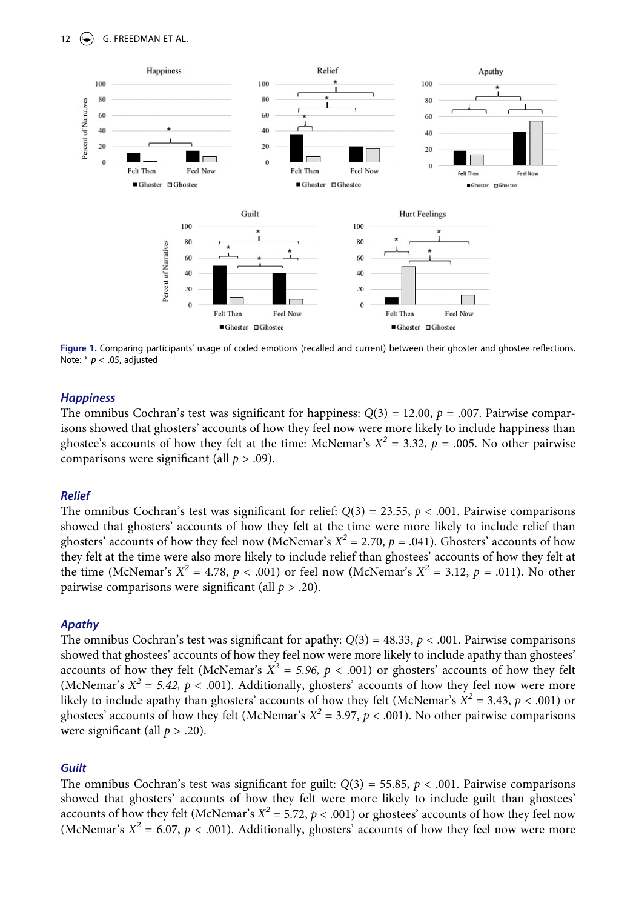Figure 1. Comparing participants' usage of coded emotions (recalled and current) between their ghoster and ghostee reflections. Note: * $p < .05$, adjusted

### *Happiness*

The omnibus Cochran's test was significant for happiness: $Q(3) = 12.00$, $p = .007$. Pairwise comparisons showed that ghosters' accounts of how they feel now were more likely to include happiness than ghostee's accounts of how they felt at the time: McNemar's $X^2 = 3.32$, $p = .005$. No other pairwise comparisons were significant (all $p > .09$).

### *Relief*

The omnibus Cochran's test was significant for relief: $Q(3) = 23.55$, $p < .001$. Pairwise comparisons showed that ghosters' accounts of how they felt at the time were more likely to include relief than ghosters' accounts of how they feel now (McNemar's $X^2 = 2.70$, $p = .041$). Ghosters' accounts of how they felt at the time were also more likely to include relief than ghostees' accounts of how they felt at the time (McNemar's $X^2 = 4.78$, $p < .001$) or feel now (McNemar's $X^2 = 3.12$, $p = .011$). No other pairwise comparisons were significant (all $p > .20$).

### *Apathy*

The omnibus Cochran's test was significant for apathy: $Q(3) = 48.33$, $p < .001$. Pairwise comparisons showed that ghostees' accounts of how they feel now were more likely to include apathy than ghostees' accounts of how they felt (McNemar's $X^2 = 5.96$, $p < .001$) or ghosters' accounts of how they felt (McNemar's $X^2 = 5.42$, $p < .001$). Additionally, ghosters' accounts of how they feel now were more likely to include apathy than ghosters' accounts of how they felt (McNemar's $X^2 = 3.43$, $p < .001$) or ghostees' accounts of how they felt (McNemar's $X^2 = 3.97$, $p < .001$). No other pairwise comparisons were significant (all $p > .20$).

### *Guilt*

The omnibus Cochran's test was significant for guilt: $Q(3) = 55.85$, $p < .001$. Pairwise comparisons showed that ghosters' accounts of how they felt were more likely to include guilt than ghostees' accounts of how they felt (McNemar's $X^2 = 5.72$, $p < .001$) or ghostees' accounts of how they feel now (McNemar's $X^2 = 6.07$, $p < .001$). Additionally, ghosters' accounts of how they feel now were more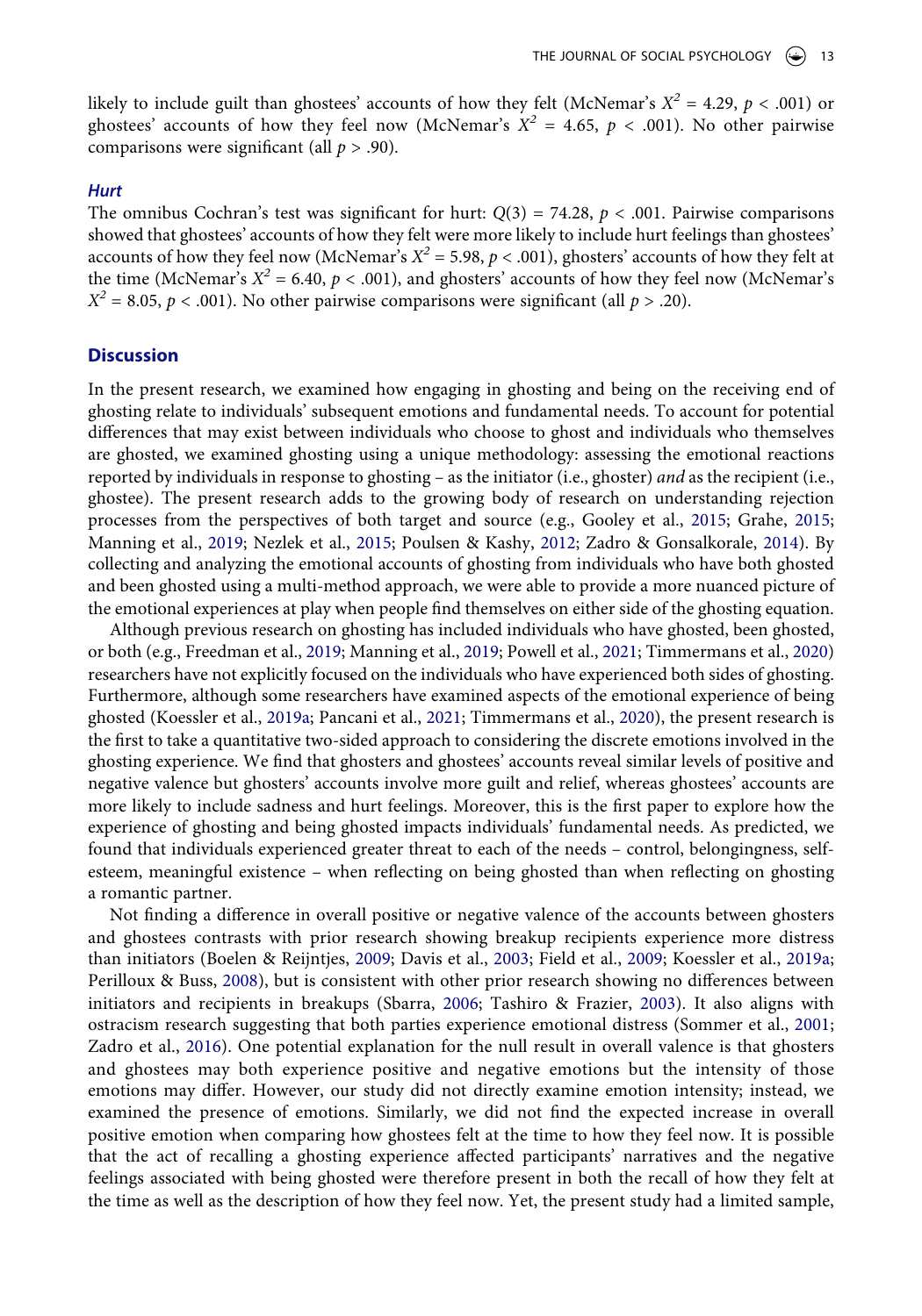likely to include guilt than ghostees' accounts of how they felt (McNemar's $X^2$ = 4.29, $p$ < .001) or ghostees' accounts of how they feel now (McNemar's $X^2$ = 4.65, $p$ < .001). No other pairwise comparisons were significant (all $p$ > .90).

### *Hurt*

The omnibus Cochran's test was significant for hurt: $Q(3)$ = 74.28, $p$ < .001. Pairwise comparisons showed that ghostees' accounts of how they felt were more likely to include hurt feelings than ghostees' accounts of how they feel now (McNemar's $X^2$ = 5.98, $p$ < .001), ghosters' accounts of how they felt at the time (McNemar's $X^2$ = 6.40, $p$ < .001), and ghosters' accounts of how they feel now (McNemar's $X^2$ = 8.05, $p$ < .001). No other pairwise comparisons were significant (all $p$ > .20).

## Discussion

In the present research, we examined how engaging in ghosting and being on the receiving end of ghosting relate to individuals' subsequent emotions and fundamental needs. To account for potential differences that may exist between individuals who choose to ghost and individuals who themselves are ghosted, we examined ghosting using a unique methodology: assessing the emotional reactions reported by individuals in response to ghosting – as the initiator (i.e., ghoster) *and* as the recipient (i.e., ghostee). The present research adds to the growing body of research on understanding rejection processes from the perspectives of both target and source (e.g., Gooley et al., 2015; Grahe, 2015; Manning et al., 2019; Nezlek et al., 2015; Poulsen & Kashy, 2012; Zadro & Gonsalkorale, 2014). By collecting and analyzing the emotional accounts of ghosting from individuals who have both ghosted and been ghosted using a multi-method approach, we were able to provide a more nuanced picture of the emotional experiences at play when people find themselves on either side of the ghosting equation.

Although previous research on ghosting has included individuals who have ghosted, been ghosted, or both (e.g., Freedman et al., 2019; Manning et al., 2019; Powell et al., 2021; Timmermans et al., 2020) researchers have not explicitly focused on the individuals who have experienced both sides of ghosting. Furthermore, although some researchers have examined aspects of the emotional experience of being ghosted (Koessler et al., 2019a; Pancani et al., 2021; Timmermans et al., 2020), the present research is the first to take a quantitative two-sided approach to considering the discrete emotions involved in the ghosting experience. We find that ghosters and ghostees' accounts reveal similar levels of positive and negative valence but ghosters' accounts involve more guilt and relief, whereas ghostees' accounts are more likely to include sadness and hurt feelings. Moreover, this is the first paper to explore how the experience of ghosting and being ghosted impacts individuals' fundamental needs. As predicted, we found that individuals experienced greater threat to each of the needs – control, belongingness, self-esteem, meaningful existence – when reflecting on being ghosted than when reflecting on ghosting a romantic partner.

Not finding a difference in overall positive or negative valence of the accounts between ghosters and ghostees contrasts with prior research showing breakup recipients experience more distress than initiators (Boelen & Reijntjes, 2009; Davis et al., 2003; Field et al., 2009; Koessler et al., 2019a; Perilloux & Buss, 2008), but is consistent with other prior research showing no differences between initiators and recipients in breakups (Sbarra, 2006; Tashiro & Frazier, 2003). It also aligns with ostracism research suggesting that both parties experience emotional distress (Sommer et al., 2001; Zadro et al., 2016). One potential explanation for the null result in overall valence is that ghosters and ghostees may both experience positive and negative emotions but the intensity of those emotions may differ. However, our study did not directly examine emotion intensity; instead, we examined the presence of emotions. Similarly, we did not find the expected increase in overall positive emotion when comparing how ghostees felt at the time to how they feel now. It is possible that the act of recalling a ghosting experience affected participants' narratives and the negative feelings associated with being ghosted were therefore present in both the recall of how they felt at the time as well as the description of how they feel now. Yet, the present study had a limited sample,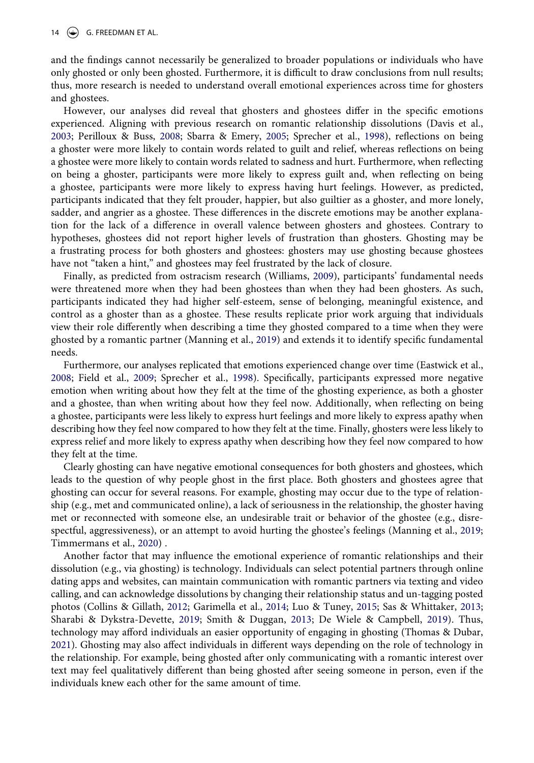and the findings cannot necessarily be generalized to broader populations or individuals who have only ghosted or only been ghosted. Furthermore, it is difficult to draw conclusions from null results; thus, more research is needed to understand overall emotional experiences across time for ghosters and ghostees.

However, our analyses did reveal that ghosters and ghostees differ in the specific emotions experienced. Aligning with previous research on romantic relationship dissolutions (Davis et al., 2003; Perilloux & Buss, 2008; Sbarra & Emery, 2005; Sprecher et al., 1998), reflections on being a ghoster were more likely to contain words related to guilt and relief, whereas reflections on being a ghostee were more likely to contain words related to sadness and hurt. Furthermore, when reflecting on being a ghoster, participants were more likely to express guilt and, when reflecting on being a ghostee, participants were more likely to express having hurt feelings. However, as predicted, participants indicated that they felt prouder, happier, but also guiltier as a ghoster, and more lonely, sadder, and angrier as a ghostee. These differences in the discrete emotions may be another explanation for the lack of a difference in overall valence between ghosters and ghostees. Contrary to hypotheses, ghostees did not report higher levels of frustration than ghosters. Ghosting may be a frustrating process for both ghosters and ghostees: ghosters may use ghosting because ghostees have not "taken a hint," and ghostees may feel frustrated by the lack of closure.

Finally, as predicted from ostracism research (Williams, 2009), participants' fundamental needs were threatened more when they had been ghostees than when they had been ghosters. As such, participants indicated they had higher self-esteem, sense of belonging, meaningful existence, and control as a ghoster than as a ghostee. These results replicate prior work arguing that individuals view their role differently when describing a time they ghosted compared to a time when they were ghosted by a romantic partner (Manning et al., 2019) and extends it to identify specific fundamental needs.

Furthermore, our analyses replicated that emotions experienced change over time (Eastwick et al., 2008; Field et al., 2009; Sprecher et al., 1998). Specifically, participants expressed more negative emotion when writing about how they felt at the time of the ghosting experience, as both a ghoster and a ghostee, than when writing about how they feel now. Additionally, when reflecting on being a ghostee, participants were less likely to express hurt feelings and more likely to express apathy when describing how they feel now compared to how they felt at the time. Finally, ghosters were less likely to express relief and more likely to express apathy when describing how they feel now compared to how they felt at the time.

Clearly ghosting can have negative emotional consequences for both ghosters and ghostees, which leads to the question of why people ghost in the first place. Both ghosters and ghostees agree that ghosting can occur for several reasons. For example, ghosting may occur due to the type of relationship (e.g., met and communicated online), a lack of seriousness in the relationship, the ghoster having met or reconnected with someone else, an undesirable trait or behavior of the ghostee (e.g., disrespectful, aggressiveness), or an attempt to avoid hurting the ghostee's feelings (Manning et al., 2019; Timmermans et al., 2020) .

Another factor that may influence the emotional experience of romantic relationships and their dissolution (e.g., via ghosting) is technology. Individuals can select potential partners through online dating apps and websites, can maintain communication with romantic partners via texting and video calling, and can acknowledge dissolutions by changing their relationship status and un-tagging posted photos (Collins & Gillath, 2012; Garimella et al., 2014; Luo & Tuney, 2015; Sas & Whittaker, 2013; Sharabi & Dykstra-Devette, 2019; Smith & Duggan, 2013; De Wiele & Campbell, 2019). Thus, technology may afford individuals an easier opportunity of engaging in ghosting (Thomas & Dubar, 2021). Ghosting may also affect individuals in different ways depending on the role of technology in the relationship. For example, being ghosted after only communicating with a romantic interest over text may feel qualitatively different than being ghosted after seeing someone in person, even if the individuals knew each other for the same amount of time.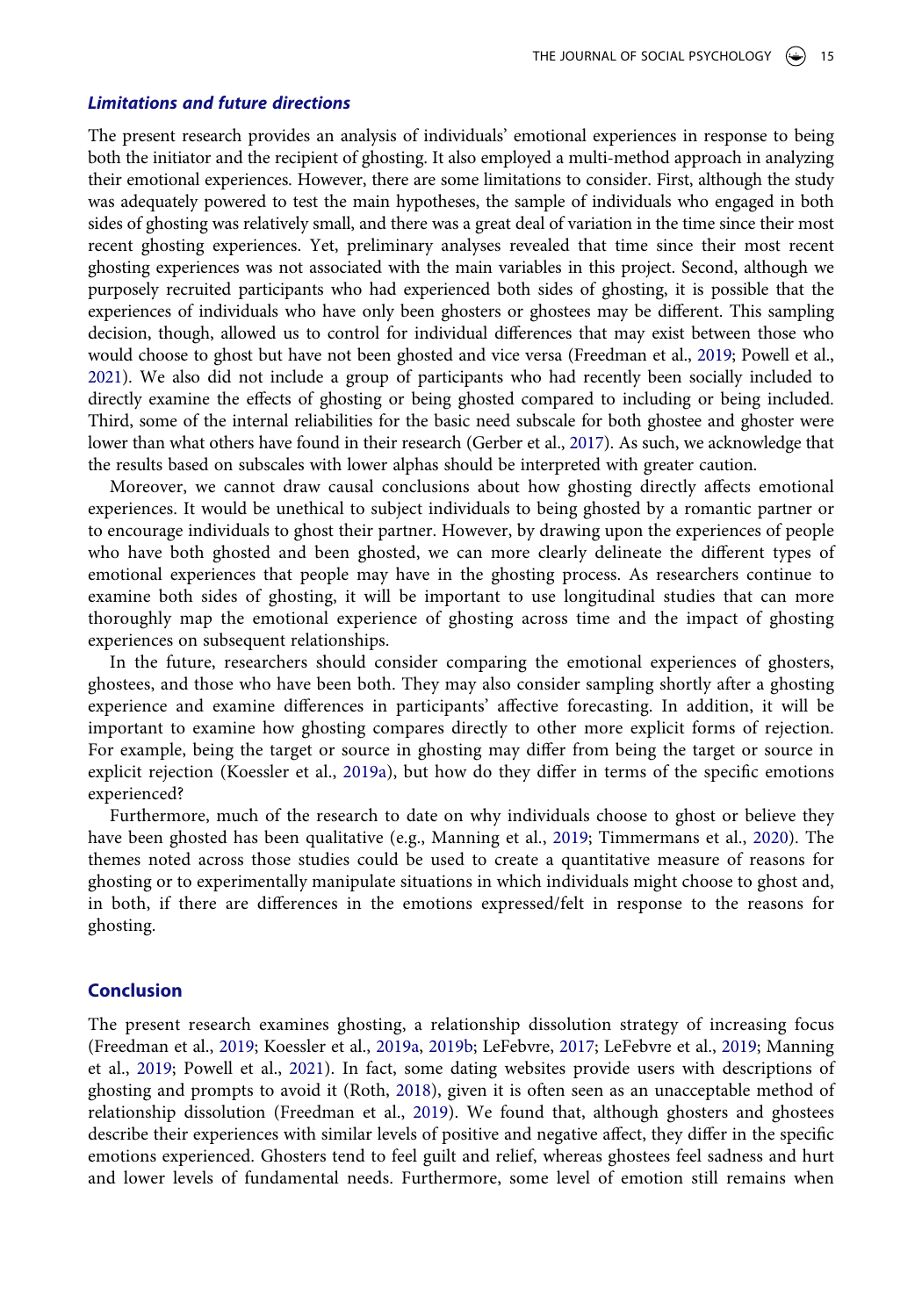### *Limitations and future directions*

The present research provides an analysis of individuals' emotional experiences in response to being both the initiator and the recipient of ghosting. It also employed a multi-method approach in analyzing their emotional experiences. However, there are some limitations to consider. First, although the study was adequately powered to test the main hypotheses, the sample of individuals who engaged in both sides of ghosting was relatively small, and there was a great deal of variation in the time since their most recent ghosting experiences. Yet, preliminary analyses revealed that time since their most recent ghosting experiences was not associated with the main variables in this project. Second, although we purposely recruited participants who had experienced both sides of ghosting, it is possible that the experiences of individuals who have only been ghosters or ghostees may be different. This sampling decision, though, allowed us to control for individual differences that may exist between those who would choose to ghost but have not been ghosted and vice versa (Freedman et al., 2019; Powell et al., 2021). We also did not include a group of participants who had recently been socially included to directly examine the effects of ghosting or being ghosted compared to including or being included. Third, some of the internal reliabilities for the basic need subscale for both ghostee and ghoster were lower than what others have found in their research (Gerber et al., 2017). As such, we acknowledge that the results based on subscales with lower alphas should be interpreted with greater caution.

Moreover, we cannot draw causal conclusions about how ghosting directly affects emotional experiences. It would be unethical to subject individuals to being ghosted by a romantic partner or to encourage individuals to ghost their partner. However, by drawing upon the experiences of people who have both ghosted and been ghosted, we can more clearly delineate the different types of emotional experiences that people may have in the ghosting process. As researchers continue to examine both sides of ghosting, it will be important to use longitudinal studies that can more thoroughly map the emotional experience of ghosting across time and the impact of ghosting experiences on subsequent relationships.

In the future, researchers should consider comparing the emotional experiences of ghosters, ghostees, and those who have been both. They may also consider sampling shortly after a ghosting experience and examine differences in participants' affective forecasting. In addition, it will be important to examine how ghosting compares directly to other more explicit forms of rejection. For example, being the target or source in ghosting may differ from being the target or source in explicit rejection (Koessler et al., 2019a), but how do they differ in terms of the specific emotions experienced?

Furthermore, much of the research to date on why individuals choose to ghost or believe they have been ghosted has been qualitative (e.g., Manning et al., 2019; Timmermans et al., 2020). The themes noted across those studies could be used to create a quantitative measure of reasons for ghosting or to experimentally manipulate situations in which individuals might choose to ghost and, in both, if there are differences in the emotions expressed/felt in response to the reasons for ghosting.

## Conclusion

The present research examines ghosting, a relationship dissolution strategy of increasing focus (Freedman et al., 2019; Koessler et al., 2019a, 2019b; LeFebvre, 2017; LeFebvre et al., 2019; Manning et al., 2019; Powell et al., 2021). In fact, some dating websites provide users with descriptions of ghosting and prompts to avoid it (Roth, 2018), given it is often seen as an unacceptable method of relationship dissolution (Freedman et al., 2019). We found that, although ghosters and ghostees describe their experiences with similar levels of positive and negative affect, they differ in the specific emotions experienced. Ghosters tend to feel guilt and relief, whereas ghostees feel sadness and hurt and lower levels of fundamental needs. Furthermore, some level of emotion still remains when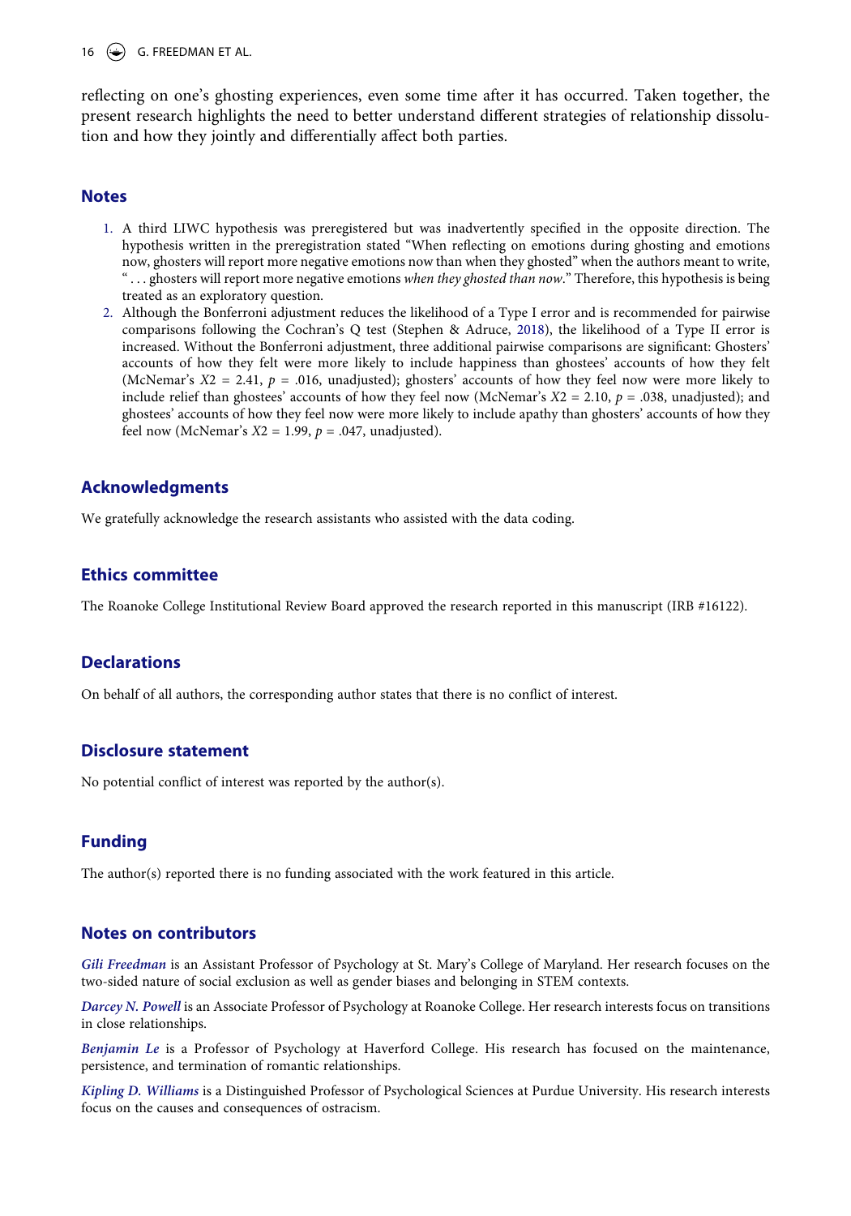reflecting on one's ghosting experiences, even some time after it has occurred. Taken together, the present research highlights the need to better understand different strategies of relationship dissolution and how they jointly and differentially affect both parties.

## Notes

1. A third LIWC hypothesis was preregistered but was inadvertently specified in the opposite direction. The hypothesis written in the preregistration stated "When reflecting on emotions during ghosting and emotions now, ghosters will report more negative emotions now than when they ghosted" when the authors meant to write, " . . . ghosters will report more negative emotions *when they ghosted than now*." Therefore, this hypothesis is being treated as an exploratory question.
2. Although the Bonferroni adjustment reduces the likelihood of a Type I error and is recommended for pairwise comparisons following the Cochran's Q test (Stephen & Adruce, 2018), the likelihood of a Type II error is increased. Without the Bonferroni adjustment, three additional pairwise comparisons are significant: Ghosters' accounts of how they felt were more likely to include happiness than ghostees' accounts of how they felt (McNemar's $X2 = 2.41$, $p = .016$, unadjusted); ghosters' accounts of how they feel now were more likely to include relief than ghostees' accounts of how they feel now (McNemar's $X2 = 2.10$, $p = .038$, unadjusted); and ghostees' accounts of how they feel now were more likely to include apathy than ghosters' accounts of how they feel now (McNemar's $X2 = 1.99$, $p = .047$, unadjusted).

## Acknowledgments

We gratefully acknowledge the research assistants who assisted with the data coding.

## Ethics committee

The Roanoke College Institutional Review Board approved the research reported in this manuscript (IRB #16122).

## Declarations

On behalf of all authors, the corresponding author states that there is no conflict of interest.

## Disclosure statement

No potential conflict of interest was reported by the author(s).

## Funding

The author(s) reported there is no funding associated with the work featured in this article.

## Notes on contributors

***Gili Freedman*** is an Assistant Professor of Psychology at St. Mary's College of Maryland. Her research focuses on the two-sided nature of social exclusion as well as gender biases and belonging in STEM contexts.

***Darcey N. Powell*** is an Associate Professor of Psychology at Roanoke College. Her research interests focus on transitions in close relationships.

***Benjamin Le*** is a Professor of Psychology at Haverford College. His research has focused on the maintenance, persistence, and termination of romantic relationships.

***Kipling D. Williams*** is a Distinguished Professor of Psychological Sciences at Purdue University. His research interests focus on the causes and consequences of ostracism.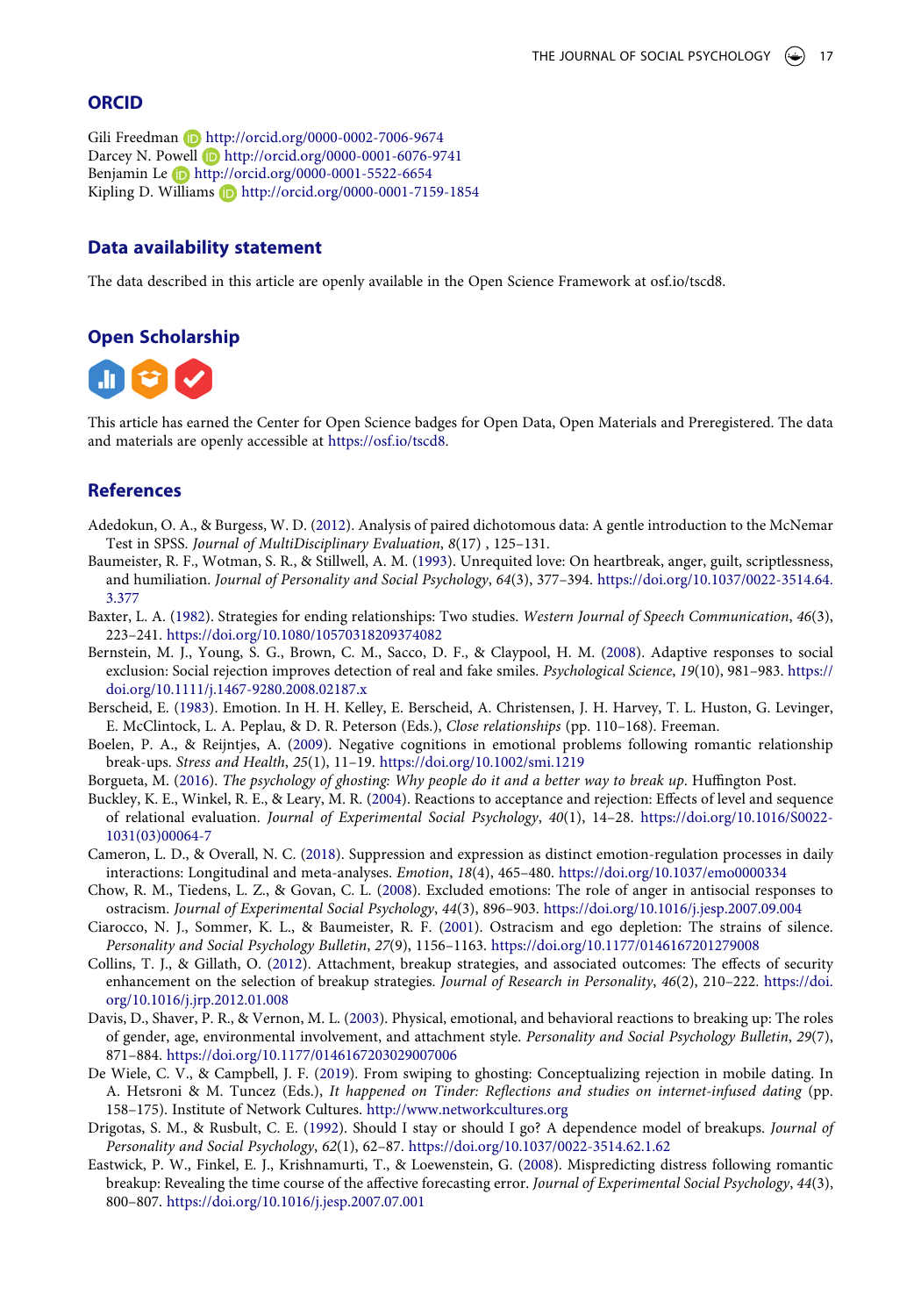## ORCID

Gili Freedman http://orcid.org/0000-0002-7006-9674
Darcey N. Powell http://orcid.org/0000-0001-6076-9741
Benjamin Le http://orcid.org/0000-0001-5522-6654
Kipling D. Williams http://orcid.org/0000-0001-7159-1854

## Data availability statement

The data described in this article are openly available in the Open Science Framework at osf.io/tscd8.

## Open Scholarship

This article has earned the Center for Open Science badges for Open Data, Open Materials and Preregistered. The data and materials are openly accessible at https://osf.io/tscd8.

## References

Adedokun, O. A., & Burgess, W. D. (2012). Analysis of paired dichotomous data: A gentle introduction to the McNemar Test in SPSS. *Journal of MultiDisciplinary Evaluation*, *8*(17) , 125–131.

Baumeister, R. F., Wotman, S. R., & Stillwell, A. M. (1993). Unrequited love: On heartbreak, anger, guilt, scriptlessness, and humiliation. *Journal of Personality and Social Psychology*, *64*(3), 377–394. https://doi.org/10.1037/0022-3514.64.3.377

Baxter, L. A. (1982). Strategies for ending relationships: Two studies. *Western Journal of Speech Communication*, *46*(3), 223–241. https://doi.org/10.1080/10570318209374082

Bernstein, M. J., Young, S. G., Brown, C. M., Sacco, D. F., & Claypool, H. M. (2008). Adaptive responses to social exclusion: Social rejection improves detection of real and fake smiles. *Psychological Science*, *19*(10), 981–983. https://doi.org/10.1111/j.1467-9280.2008.02187.x

Berscheid, E. (1983). Emotion. In H. H. Kelley, E. Berscheid, A. Christensen, J. H. Harvey, T. L. Huston, G. Levinger, E. McClintock, L. A. Peplau, & D. R. Peterson (Eds.), *Close relationships* (pp. 110–168). Freeman.

Boelen, P. A., & Reijntjes, A. (2009). Negative cognitions in emotional problems following romantic relationship break-ups. *Stress and Health*, *25*(1), 11–19. https://doi.org/10.1002/smi.1219

Borgueta, M. (2016). *The psychology of ghosting: Why people do it and a better way to break up*. Huffington Post.

Buckley, K. E., Winkel, R. E., & Leary, M. R. (2004). Reactions to acceptance and rejection: Effects of level and sequence of relational evaluation. *Journal of Experimental Social Psychology*, *40*(1), 14–28. https://doi.org/10.1016/S0022-1031(03)00064-7

Cameron, L. D., & Overall, N. C. (2018). Suppression and expression as distinct emotion-regulation processes in daily interactions: Longitudinal and meta-analyses. *Emotion*, *18*(4), 465–480. https://doi.org/10.1037/emo0000334

Chow, R. M., Tiedens, L. Z., & Govan, C. L. (2008). Excluded emotions: The role of anger in antisocial responses to ostracism. *Journal of Experimental Social Psychology*, *44*(3), 896–903. https://doi.org/10.1016/j.jesp.2007.09.004

Ciarocco, N. J., Sommer, K. L., & Baumeister, R. F. (2001). Ostracism and ego depletion: The strains of silence. *Personality and Social Psychology Bulletin*, *27*(9), 1156–1163. https://doi.org/10.1177/0146167201279008

Collins, T. J., & Gillath, O. (2012). Attachment, breakup strategies, and associated outcomes: The effects of security enhancement on the selection of breakup strategies. *Journal of Research in Personality*, *46*(2), 210–222. https://doi.org/10.1016/j.jrp.2012.01.008

Davis, D., Shaver, P. R., & Vernon, M. L. (2003). Physical, emotional, and behavioral reactions to breaking up: The roles of gender, age, environmental involvement, and attachment style. *Personality and Social Psychology Bulletin*, *29*(7), 871–884. https://doi.org/10.1177/0146167203029007006

De Wiele, C. V., & Campbell, J. F. (2019). From swiping to ghosting: Conceptualizing rejection in mobile dating. In A. Hetsroni & M. Tuncez (Eds.), *It happened on Tinder: Reflections and studies on internet-infused dating* (pp. 158–175). Institute of Network Cultures. http://www.networkcultures.org

Drigotas, S. M., & Rusbult, C. E. (1992). Should I stay or should I go? A dependence model of breakups. *Journal of Personality and Social Psychology*, *62*(1), 62–87. https://doi.org/10.1037/0022-3514.62.1.62

Eastwick, P. W., Finkel, E. J., Krishnamurti, T., & Loewenstein, G. (2008). Mispredicting distress following romantic breakup: Revealing the time course of the affective forecasting error. *Journal of Experimental Social Psychology*, *44*(3), 800–807. https://doi.org/10.1016/j.jesp.2007.07.001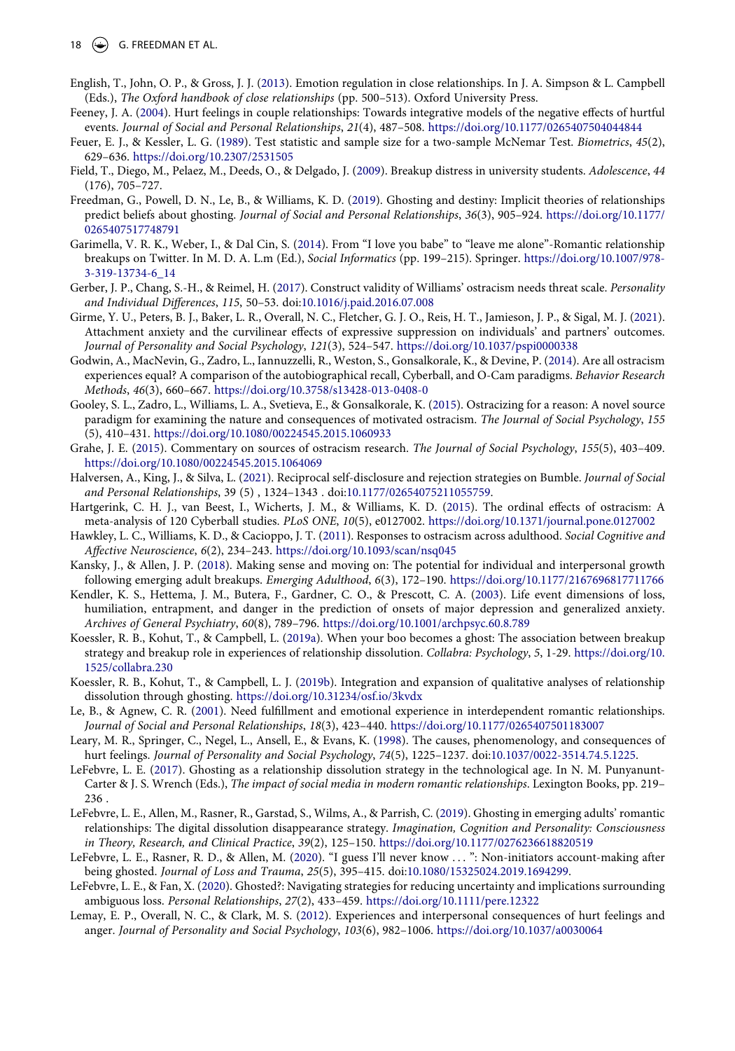English, T., John, O. P., & Gross, J. J. (2013). Emotion regulation in close relationships. In J. A. Simpson & L. Campbell (Eds.), *The Oxford handbook of close relationships* (pp. 500–513). Oxford University Press.

Feeney, J. A. (2004). Hurt feelings in couple relationships: Towards integrative models of the negative effects of hurtful events. *Journal of Social and Personal Relationships*, *21*(4), 487–508. https://doi.org/10.1177/0265407504044844

Feuer, E. J., & Kessler, L. G. (1989). Test statistic and sample size for a two-sample McNemar Test. *Biometrics*, *45*(2), 629–636. https://doi.org/10.2307/2531505

Field, T., Diego, M., Pelaez, M., Deeds, O., & Delgado, J. (2009). Breakup distress in university students. *Adolescence*, *44* (176), 705–727.

Freedman, G., Powell, D. N., Le, B., & Williams, K. D. (2019). Ghosting and destiny: Implicit theories of relationships predict beliefs about ghosting. *Journal of Social and Personal Relationships*, *36*(3), 905–924. https://doi.org/10.1177/0265407517748791

Garimella, V. R. K., Weber, I., & Dal Cin, S. (2014). From "I love you babe" to "leave me alone"-Romantic relationship breakups on Twitter. In M. D. A. L.m (Ed.), *Social Informatics* (pp. 199–215). Springer. https://doi.org/10.1007/978-3-319-13734-6_14

Gerber, J. P., Chang, S.-H., & Reimel, H. (2017). Construct validity of Williams' ostracism needs threat scale. *Personality and Individual Differences*, *115*, 50–53. doi:10.1016/j.paid.2016.07.008

Girme, Y. U., Peters, B. J., Baker, L. R., Overall, N. C., Fletcher, G. J. O., Reis, H. T., Jamieson, J. P., & Sigal, M. J. (2021). Attachment anxiety and the curvilinear effects of expressive suppression on individuals' and partners' outcomes. *Journal of Personality and Social Psychology*, *121*(3), 524–547. https://doi.org/10.1037/pspi0000338

Godwin, A., MacNevin, G., Zadro, L., Iannuzzelli, R., Weston, S., Gonsalkorale, K., & Devine, P. (2014). Are all ostracism experiences equal? A comparison of the autobiographical recall, Cyberball, and O-Cam paradigms. *Behavior Research Methods*, *46*(3), 660–667. https://doi.org/10.3758/s13428-013-0408-0

Gooley, S. L., Zadro, L., Williams, L. A., Svetieva, E., & Gonsalkorale, K. (2015). Ostracizing for a reason: A novel source paradigm for examining the nature and consequences of motivated ostracism. *The Journal of Social Psychology*, *155* (5), 410–431. https://doi.org/10.1080/00224545.2015.1060933

Grahe, J. E. (2015). Commentary on sources of ostracism research. *The Journal of Social Psychology*, *155*(5), 403–409. https://doi.org/10.1080/00224545.2015.1064069

Halversen, A., King, J., & Silva, L. (2021). Reciprocal self-disclosure and rejection strategies on Bumble. *Journal of Social and Personal Relationships*, 39 (5) , 1324–1343 . doi:10.1177/02654075211055759.

Hartgerink, C. H. J., van Beest, I., Wicherts, J. M., & Williams, K. D. (2015). The ordinal effects of ostracism: A meta-analysis of 120 Cyberball studies. *PLoS ONE*, *10*(5), e0127002. https://doi.org/10.1371/journal.pone.0127002

Hawkley, L. C., Williams, K. D., & Cacioppo, J. T. (2011). Responses to ostracism across adulthood. *Social Cognitive and Affective Neuroscience*, *6*(2), 234–243. https://doi.org/10.1093/scan/nsq045

Kansky, J., & Allen, J. P. (2018). Making sense and moving on: The potential for individual and interpersonal growth following emerging adult breakups. *Emerging Adulthood*, *6*(3), 172–190. https://doi.org/10.1177/2167696817711766

Kendler, K. S., Hettema, J. M., Butera, F., Gardner, C. O., & Prescott, C. A. (2003). Life event dimensions of loss, humiliation, entrapment, and danger in the prediction of onsets of major depression and generalized anxiety. *Archives of General Psychiatry*, *60*(8), 789–796. https://doi.org/10.1001/archpsyc.60.8.789

Koessler, R. B., Kohut, T., & Campbell, L. (2019a). When your boo becomes a ghost: The association between breakup strategy and breakup role in experiences of relationship dissolution. *Collabra: Psychology*, *5*, 1-29. https://doi.org/10.1525/collabra.230

Koessler, R. B., Kohut, T., & Campbell, L. J. (2019b). Integration and expansion of qualitative analyses of relationship dissolution through ghosting. https://doi.org/10.31234/osf.io/3kvdx

Le, B., & Agnew, C. R. (2001). Need fulfillment and emotional experience in interdependent romantic relationships. *Journal of Social and Personal Relationships*, *18*(3), 423–440. https://doi.org/10.1177/0265407501183007

Leary, M. R., Springer, C., Negel, L., Ansell, E., & Evans, K. (1998). The causes, phenomenology, and consequences of hurt feelings. *Journal of Personality and Social Psychology*, *74*(5), 1225–1237. doi:10.1037/0022-3514.74.5.1225.

LeFebvre, L. E. (2017). Ghosting as a relationship dissolution strategy in the technological age. In N. M. Punyanunt-Carter & J. S. Wrench (Eds.), *The impact of social media in modern romantic relationships*. Lexington Books, pp. 219–236 .

LeFebvre, L. E., Allen, M., Rasner, R., Garstad, S., Wilms, A., & Parrish, C. (2019). Ghosting in emerging adults' romantic relationships: The digital dissolution disappearance strategy. *Imagination, Cognition and Personality: Consciousness in Theory, Research, and Clinical Practice*, *39*(2), 125–150. https://doi.org/10.1177/0276236618820519

LeFebvre, L. E., Rasner, R. D., & Allen, M. (2020). "I guess I'll never know . . . ": Non-initiators account-making after being ghosted. *Journal of Loss and Trauma*, *25*(5), 395–415. doi:10.1080/15325024.2019.1694299.

LeFebvre, L. E., & Fan, X. (2020). Ghosted?: Navigating strategies for reducing uncertainty and implications surrounding ambiguous loss. *Personal Relationships*, *27*(2), 433–459. https://doi.org/10.1111/pere.12322

Lemay, E. P., Overall, N. C., & Clark, M. S. (2012). Experiences and interpersonal consequences of hurt feelings and anger. *Journal of Personality and Social Psychology*, *103*(6), 982–1006. https://doi.org/10.1037/a0030064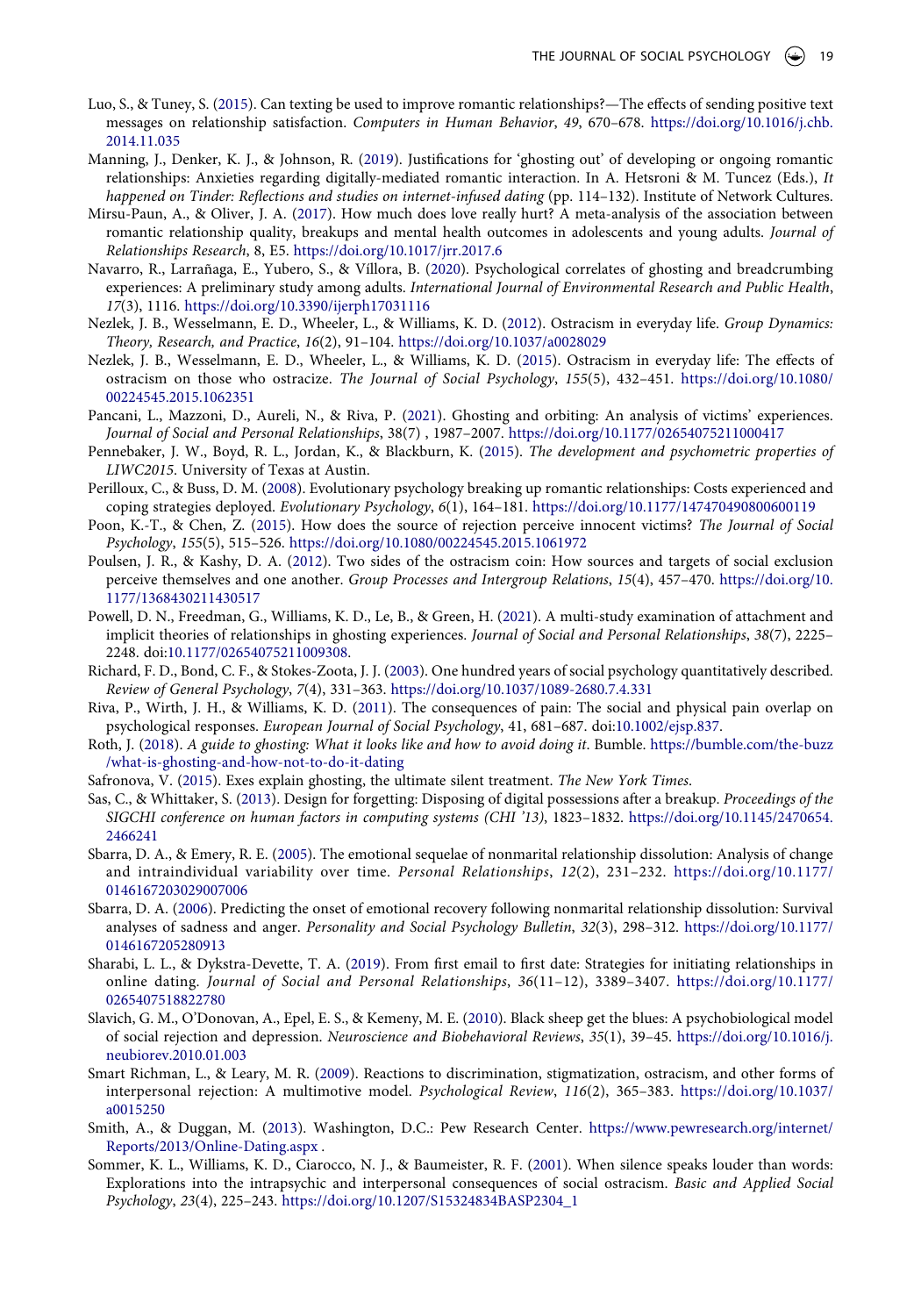Luo, S., & Tuney, S. (2015). Can texting be used to improve romantic relationships?—The effects of sending positive text messages on relationship satisfaction. *Computers in Human Behavior*, *49*, 670–678. https://doi.org/10.1016/j.chb.2014.11.035

Manning, J., Denker, K. J., & Johnson, R. (2019). Justifications for 'ghosting out' of developing or ongoing romantic relationships: Anxieties regarding digitally-mediated romantic interaction. In A. Hetsroni & M. Tuncez (Eds.), *It happened on Tinder: Reflections and studies on internet-infused dating* (pp. 114–132). Institute of Network Cultures.

Mirsu-Paun, A., & Oliver, J. A. (2017). How much does love really hurt? A meta-analysis of the association between romantic relationship quality, breakups and mental health outcomes in adolescents and young adults. *Journal of Relationships Research*, 8, E5. https://doi.org/10.1017/jrr.2017.6

Navarro, R., Larrañaga, E., Yubero, S., & Víllora, B. (2020). Psychological correlates of ghosting and breadcrumbing experiences: A preliminary study among adults. *International Journal of Environmental Research and Public Health*, *17*(3), 1116. https://doi.org/10.3390/ijerph17031116

Nezlek, J. B., Wesselmann, E. D., Wheeler, L., & Williams, K. D. (2012). Ostracism in everyday life. *Group Dynamics: Theory, Research, and Practice*, *16*(2), 91–104. https://doi.org/10.1037/a0028029

Nezlek, J. B., Wesselmann, E. D., Wheeler, L., & Williams, K. D. (2015). Ostracism in everyday life: The effects of ostracism on those who ostracize. *The Journal of Social Psychology*, *155*(5), 432–451. https://doi.org/10.1080/00224545.2015.1062351

Pancani, L., Mazzoni, D., Aureli, N., & Riva, P. (2021). Ghosting and orbiting: An analysis of victims' experiences. *Journal of Social and Personal Relationships*, 38(7) , 1987–2007. https://doi.org/10.1177/02654075211000417

Pennebaker, J. W., Boyd, R. L., Jordan, K., & Blackburn, K. (2015). *The development and psychometric properties of LIWC2015*. University of Texas at Austin.

Perilloux, C., & Buss, D. M. (2008). Evolutionary psychology breaking up romantic relationships: Costs experienced and coping strategies deployed. *Evolutionary Psychology*, *6*(1), 164–181. https://doi.org/10.1177/147470490800600119

Poon, K.-T., & Chen, Z. (2015). How does the source of rejection perceive innocent victims? *The Journal of Social Psychology*, *155*(5), 515–526. https://doi.org/10.1080/00224545.2015.1061972

Poulsen, J. R., & Kashy, D. A. (2012). Two sides of the ostracism coin: How sources and targets of social exclusion perceive themselves and one another. *Group Processes and Intergroup Relations*, *15*(4), 457–470. https://doi.org/10.1177/1368430211430517

Powell, D. N., Freedman, G., Williams, K. D., Le, B., & Green, H. (2021). A multi-study examination of attachment and implicit theories of relationships in ghosting experiences. *Journal of Social and Personal Relationships*, *38*(7), 2225–2248. doi:10.1177/02654075211009308.

Richard, F. D., Bond, C. F., & Stokes-Zoota, J. J. (2003). One hundred years of social psychology quantitatively described. *Review of General Psychology*, *7*(4), 331–363. https://doi.org/10.1037/1089-2680.7.4.331

Riva, P., Wirth, J. H., & Williams, K. D. (2011). The consequences of pain: The social and physical pain overlap on psychological responses. *European Journal of Social Psychology*, 41, 681–687. doi:10.1002/ejsp.837.

Roth, J. (2018). *A guide to ghosting: What it looks like and how to avoid doing it*. Bumble. https://bumble.com/the-buzz/what-is-ghosting-and-how-not-to-do-it-dating

Safronova, V. (2015). Exes explain ghosting, the ultimate silent treatment. *The New York Times*.

Sas, C., & Whittaker, S. (2013). Design for forgetting: Disposing of digital possessions after a breakup. *Proceedings of the SIGCHI conference on human factors in computing systems (CHI '13)*, 1823–1832. https://doi.org/10.1145/2470654.2466241

Sbarra, D. A., & Emery, R. E. (2005). The emotional sequelae of nonmarital relationship dissolution: Analysis of change and intraindividual variability over time. *Personal Relationships*, *12*(2), 231–232. https://doi.org/10.1177/0146167203029007006

Sbarra, D. A. (2006). Predicting the onset of emotional recovery following nonmarital relationship dissolution: Survival analyses of sadness and anger. *Personality and Social Psychology Bulletin*, *32*(3), 298–312. https://doi.org/10.1177/0146167205280913

Sharabi, L. L., & Dykstra-Devette, T. A. (2019). From first email to first date: Strategies for initiating relationships in online dating. *Journal of Social and Personal Relationships*, *36*(11–12), 3389–3407. https://doi.org/10.1177/0265407518822780

Slavich, G. M., O'Donovan, A., Epel, E. S., & Kemeny, M. E. (2010). Black sheep get the blues: A psychobiological model of social rejection and depression. *Neuroscience and Biobehavioral Reviews*, *35*(1), 39–45. https://doi.org/10.1016/j.neubiorev.2010.01.003

Smart Richman, L., & Leary, M. R. (2009). Reactions to discrimination, stigmatization, ostracism, and other forms of interpersonal rejection: A multimotive model. *Psychological Review*, *116*(2), 365–383. https://doi.org/10.1037/a0015250

Smith, A., & Duggan, M. (2013). Washington, D.C.: Pew Research Center. https://www.pewresearch.org/internet/Reports/2013/Online-Dating.aspx .

Sommer, K. L., Williams, K. D., Ciarocco, N. J., & Baumeister, R. F. (2001). When silence speaks louder than words: Explorations into the intrapsychic and interpersonal consequences of social ostracism. *Basic and Applied Social Psychology*, *23*(4), 225–243. https://doi.org/10.1207/S15324834BASP2304_1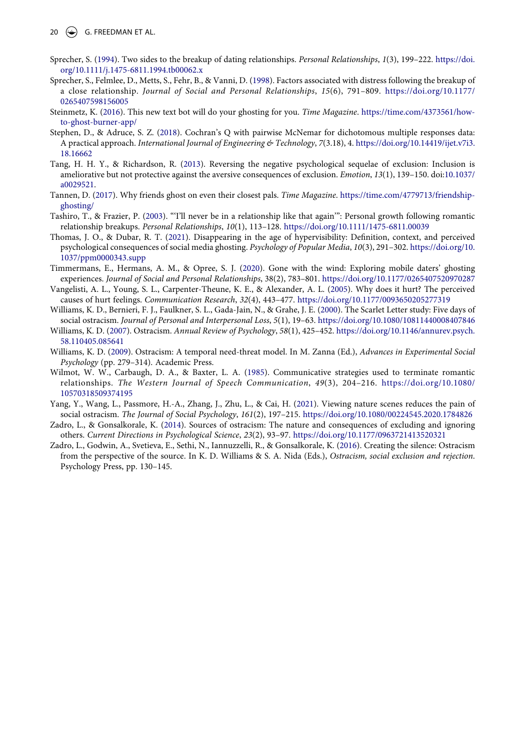Sprecher, S. (1994). Two sides to the breakup of dating relationships. *Personal Relationships*, *1*(3), 199–222. https://doi.org/10.1111/j.1475-6811.1994.tb00062.x

Sprecher, S., Felmlee, D., Metts, S., Fehr, B., & Vanni, D. (1998). Factors associated with distress following the breakup of a close relationship. *Journal of Social and Personal Relationships*, *15*(6), 791–809. https://doi.org/10.1177/0265407598156005

Steinmetz, K. (2016). This new text bot will do your ghosting for you. *Time Magazine*. https://time.com/4373561/how-to-ghost-burner-app/

Stephen, D., & Adruce, S. Z. (2018). Cochran's Q with pairwise McNemar for dichotomous multiple responses data: A practical approach. *International Journal of Engineering & Technology*, *7*(3.18), 4. https://doi.org/10.14419/ijet.v7i3.18.16662

Tang, H. H. Y., & Richardson, R. (2013). Reversing the negative psychological sequelae of exclusion: Inclusion is ameliorative but not protective against the aversive consequences of exclusion. *Emotion*, *13*(1), 139–150. doi:10.1037/a0029521.

Tannen, D. (2017). Why friends ghost on even their closest pals. *Time Magazine*. https://time.com/4779713/friendship-ghosting/

Tashiro, T., & Frazier, P. (2003). "'I'll never be in a relationship like that again'": Personal growth following romantic relationship breakups. *Personal Relationships*, *10*(1), 113–128. https://doi.org/10.1111/1475-6811.00039

Thomas, J. O., & Dubar, R. T. (2021). Disappearing in the age of hypervisibility: Definition, context, and perceived psychological consequences of social media ghosting. *Psychology of Popular Media*, *10*(3), 291–302. https://doi.org/10.1037/ppm0000343.supp

Timmermans, E., Hermans, A. M., & Opree, S. J. (2020). Gone with the wind: Exploring mobile daters' ghosting experiences. *Journal of Social and Personal Relationships*, 38(2), 783–801. https://doi.org/10.1177/0265407520970287

Vangelisti, A. L., Young, S. L., Carpenter-Theune, K. E., & Alexander, A. L. (2005). Why does it hurt? The perceived causes of hurt feelings. *Communication Research*, *32*(4), 443–477. https://doi.org/10.1177/0093650205277319

Williams, K. D., Bernieri, F. J., Faulkner, S. L., Gada-Jain, N., & Grahe, J. E. (2000). The Scarlet Letter study: Five days of social ostracism. *Journal of Personal and Interpersonal Loss*, *5*(1), 19–63. https://doi.org/10.1080/10811440008407846

Williams, K. D. (2007). Ostracism. *Annual Review of Psychology*, *58*(1), 425–452. https://doi.org/10.1146/annurev.psych.58.110405.085641

Williams, K. D. (2009). Ostracism: A temporal need-threat model. In M. Zanna (Ed.), *Advances in Experimental Social Psychology* (pp. 279–314). Academic Press.

Wilmot, W. W., Carbaugh, D. A., & Baxter, L. A. (1985). Communicative strategies used to terminate romantic relationships. *The Western Journal of Speech Communication*, *49*(3), 204–216. https://doi.org/10.1080/10570318509374195

Yang, Y., Wang, L., Passmore, H.-A., Zhang, J., Zhu, L., & Cai, H. (2021). Viewing nature scenes reduces the pain of social ostracism. *The Journal of Social Psychology*, *161*(2), 197–215. https://doi.org/10.1080/00224545.2020.1784826

Zadro, L., & Gonsalkorale, K. (2014). Sources of ostracism: The nature and consequences of excluding and ignoring others. *Current Directions in Psychological Science*, *23*(2), 93–97. https://doi.org/10.1177/0963721413520321

Zadro, L., Godwin, A., Svetieva, E., Sethi, N., Iannuzzelli, R., & Gonsalkorale, K. (2016). Creating the silence: Ostracism from the perspective of the source. In K. D. Williams & S. A. Nida (Eds.), *Ostracism, social exclusion and rejection*. Psychology Press, pp. 130–145.